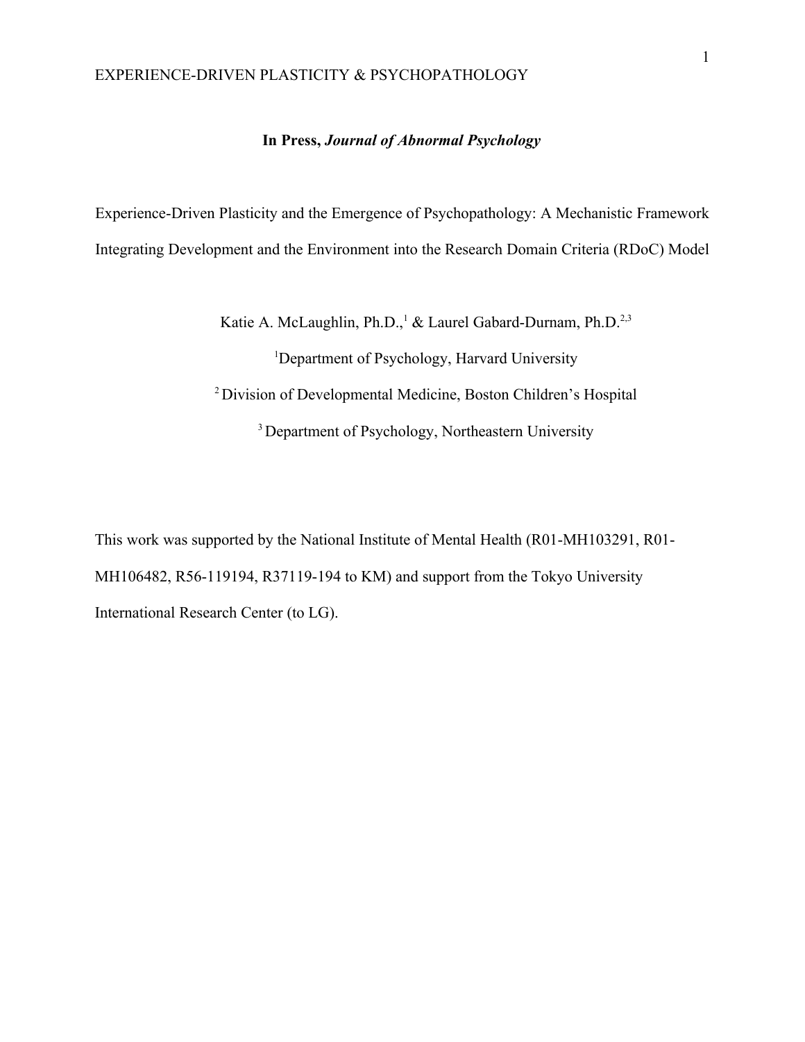**In Press, *Journal of Abnormal Psychology***

# Experience-Driven Plasticity and the Emergence of Psychopathology: A Mechanistic Framework Integrating Development and the Environment into the Research Domain Criteria (RDoC) Model

Katie A. McLaughlin, Ph.D.,[1] & Laurel Gabard-Durnam, Ph.D.[2,3]

[1]Department of Psychology, Harvard University

[2] Division of Developmental Medicine, Boston Children's Hospital

[3] Department of Psychology, Northeastern University

This work was supported by the National Institute of Mental Health (R01-MH103291, R01-MH106482, R56-119194, R37119-194 to KM) and support from the Tokyo University International Research Center (to LG).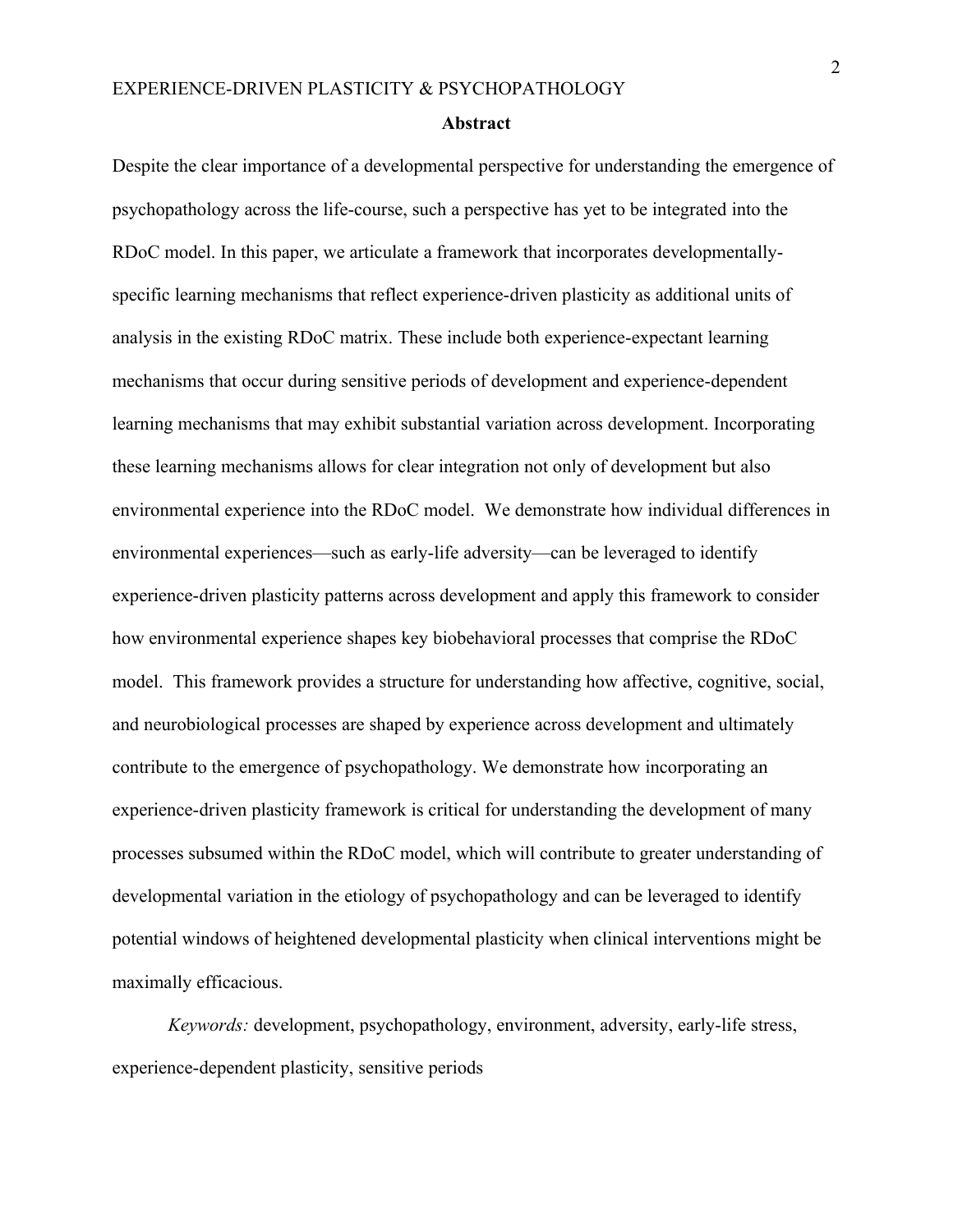## Abstract

Despite the clear importance of a developmental perspective for understanding the emergence of psychopathology across the life-course, such a perspective has yet to be integrated into the RDoC model. In this paper, we articulate a framework that incorporates developmentally-specific learning mechanisms that reflect experience-driven plasticity as additional units of analysis in the existing RDoC matrix. These include both experience-expectant learning mechanisms that occur during sensitive periods of development and experience-dependent learning mechanisms that may exhibit substantial variation across development. Incorporating these learning mechanisms allows for clear integration not only of development but also environmental experience into the RDoC model. We demonstrate how individual differences in environmental experiences—such as early-life adversity—can be leveraged to identify experience-driven plasticity patterns across development and apply this framework to consider how environmental experience shapes key biobehavioral processes that comprise the RDoC model. This framework provides a structure for understanding how affective, cognitive, social, and neurobiological processes are shaped by experience across development and ultimately contribute to the emergence of psychopathology. We demonstrate how incorporating an experience-driven plasticity framework is critical for understanding the development of many processes subsumed within the RDoC model, which will contribute to greater understanding of developmental variation in the etiology of psychopathology and can be leveraged to identify potential windows of heightened developmental plasticity when clinical interventions might be maximally efficacious.

*Keywords:* development, psychopathology, environment, adversity, early-life stress, experience-dependent plasticity, sensitive periods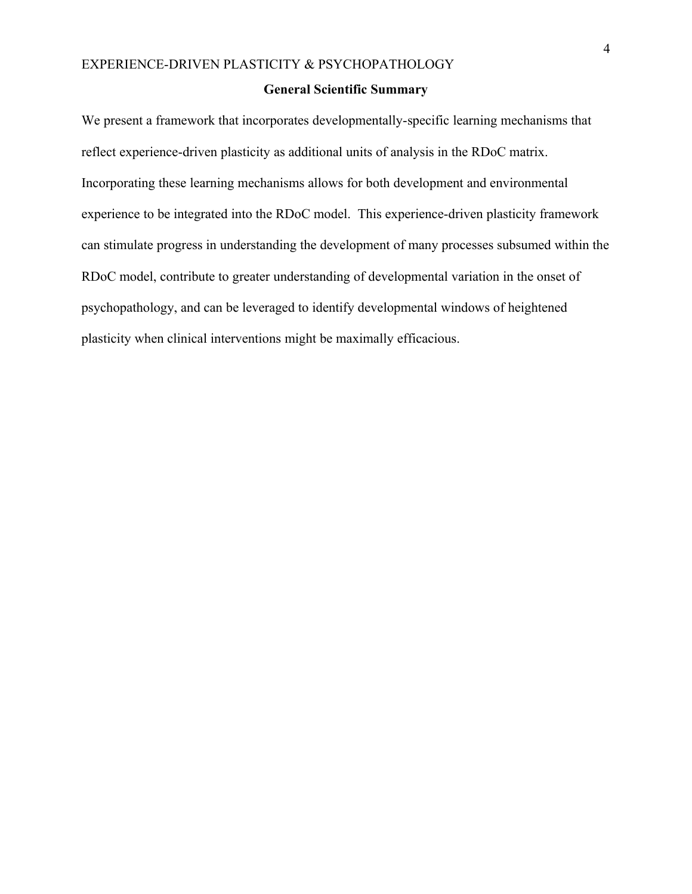## General Scientific Summary

We present a framework that incorporates developmentally-specific learning mechanisms that reflect experience-driven plasticity as additional units of analysis in the RDoC matrix. Incorporating these learning mechanisms allows for both development and environmental experience to be integrated into the RDoC model. This experience-driven plasticity framework can stimulate progress in understanding the development of many processes subsumed within the RDoC model, contribute to greater understanding of developmental variation in the onset of psychopathology, and can be leveraged to identify developmental windows of heightened plasticity when clinical interventions might be maximally efficacious.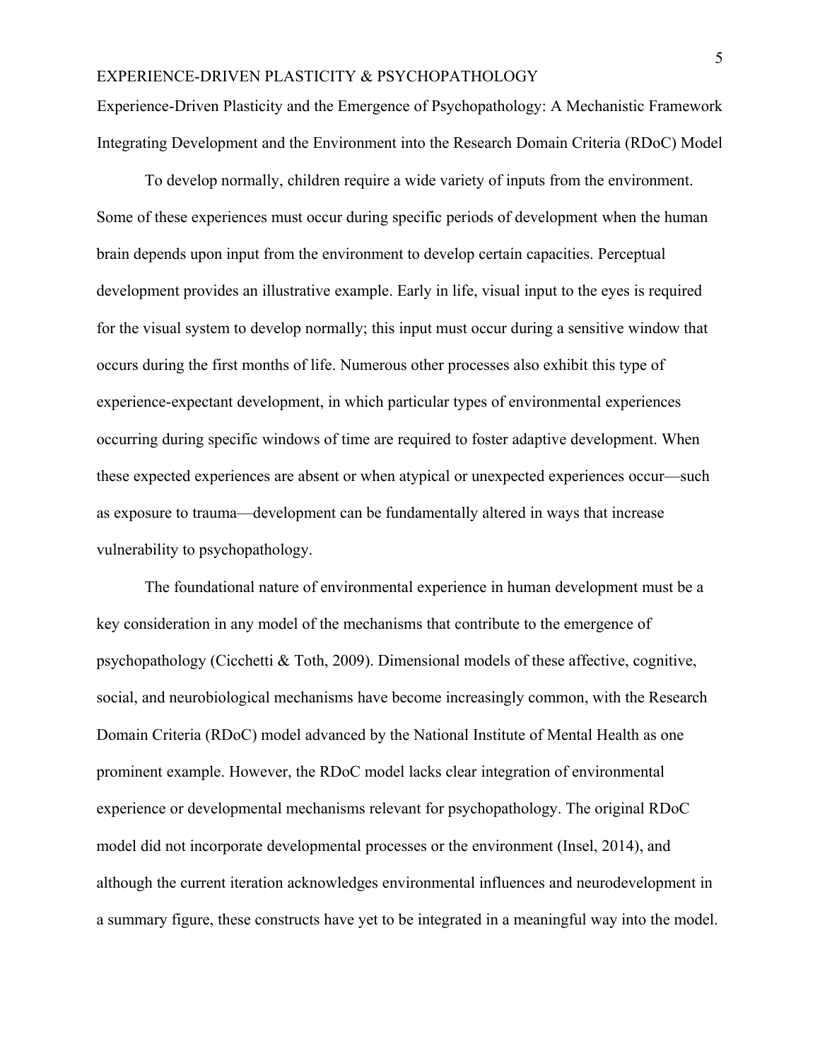# Experience-Driven Plasticity and the Emergence of Psychopathology: A Mechanistic Framework Integrating Development and the Environment into the Research Domain Criteria (RDoC) Model

To develop normally, children require a wide variety of inputs from the environment. Some of these experiences must occur during specific periods of development when the human brain depends upon input from the environment to develop certain capacities. Perceptual development provides an illustrative example. Early in life, visual input to the eyes is required for the visual system to develop normally; this input must occur during a sensitive window that occurs during the first months of life. Numerous other processes also exhibit this type of experience-expectant development, in which particular types of environmental experiences occurring during specific windows of time are required to foster adaptive development. When these expected experiences are absent or when atypical or unexpected experiences occur—such as exposure to trauma—development can be fundamentally altered in ways that increase vulnerability to psychopathology.

The foundational nature of environmental experience in human development must be a key consideration in any model of the mechanisms that contribute to the emergence of psychopathology (Cicchetti & Toth, 2009). Dimensional models of these affective, cognitive, social, and neurobiological mechanisms have become increasingly common, with the Research Domain Criteria (RDoC) model advanced by the National Institute of Mental Health as one prominent example. However, the RDoC model lacks clear integration of environmental experience or developmental mechanisms relevant for psychopathology. The original RDoC model did not incorporate developmental processes or the environment (Insel, 2014), and although the current iteration acknowledges environmental influences and neurodevelopment in a summary figure, these constructs have yet to be integrated in a meaningful way into the model.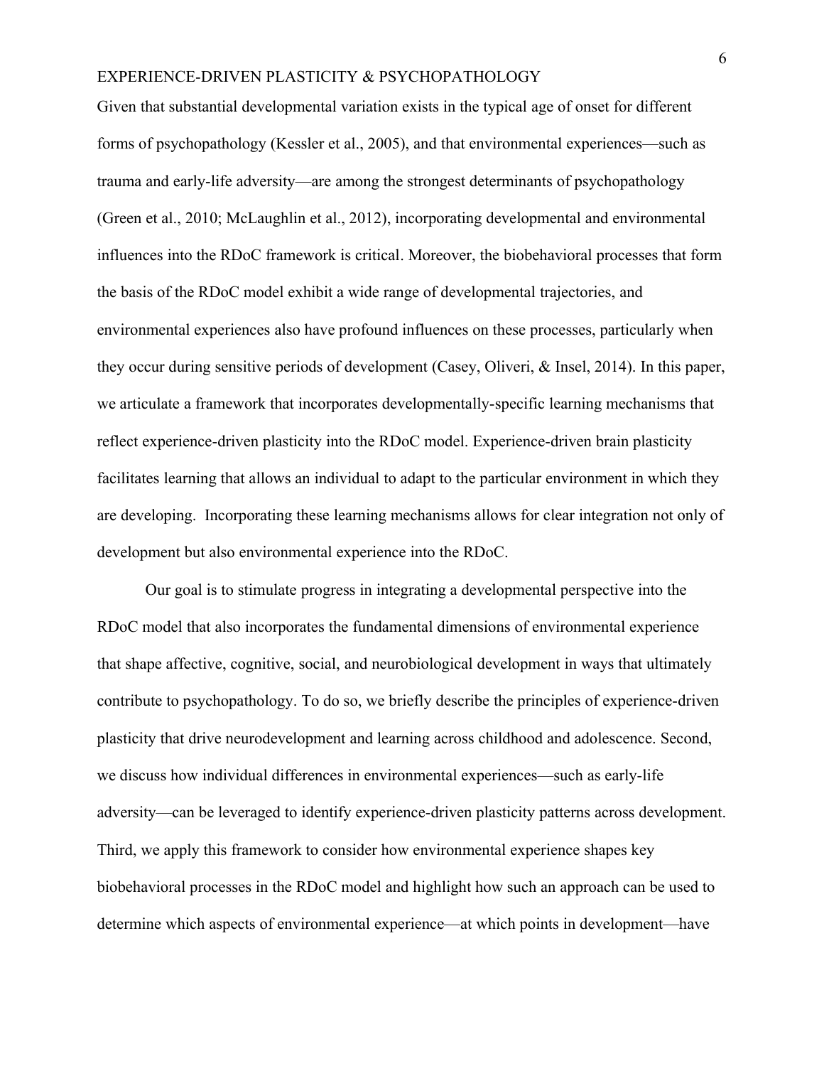Given that substantial developmental variation exists in the typical age of onset for different forms of psychopathology (Kessler et al., 2005), and that environmental experiences—such as trauma and early-life adversity—are among the strongest determinants of psychopathology (Green et al., 2010; McLaughlin et al., 2012), incorporating developmental and environmental influences into the RDoC framework is critical. Moreover, the biobehavioral processes that form the basis of the RDoC model exhibit a wide range of developmental trajectories, and environmental experiences also have profound influences on these processes, particularly when they occur during sensitive periods of development (Casey, Oliveri, & Insel, 2014). In this paper, we articulate a framework that incorporates developmentally-specific learning mechanisms that reflect experience-driven plasticity into the RDoC model. Experience-driven brain plasticity facilitates learning that allows an individual to adapt to the particular environment in which they are developing. Incorporating these learning mechanisms allows for clear integration not only of development but also environmental experience into the RDoC.

Our goal is to stimulate progress in integrating a developmental perspective into the RDoC model that also incorporates the fundamental dimensions of environmental experience that shape affective, cognitive, social, and neurobiological development in ways that ultimately contribute to psychopathology. To do so, we briefly describe the principles of experience-driven plasticity that drive neurodevelopment and learning across childhood and adolescence. Second, we discuss how individual differences in environmental experiences—such as early-life adversity—can be leveraged to identify experience-driven plasticity patterns across development. Third, we apply this framework to consider how environmental experience shapes key biobehavioral processes in the RDoC model and highlight how such an approach can be used to determine which aspects of environmental experience—at which points in development—have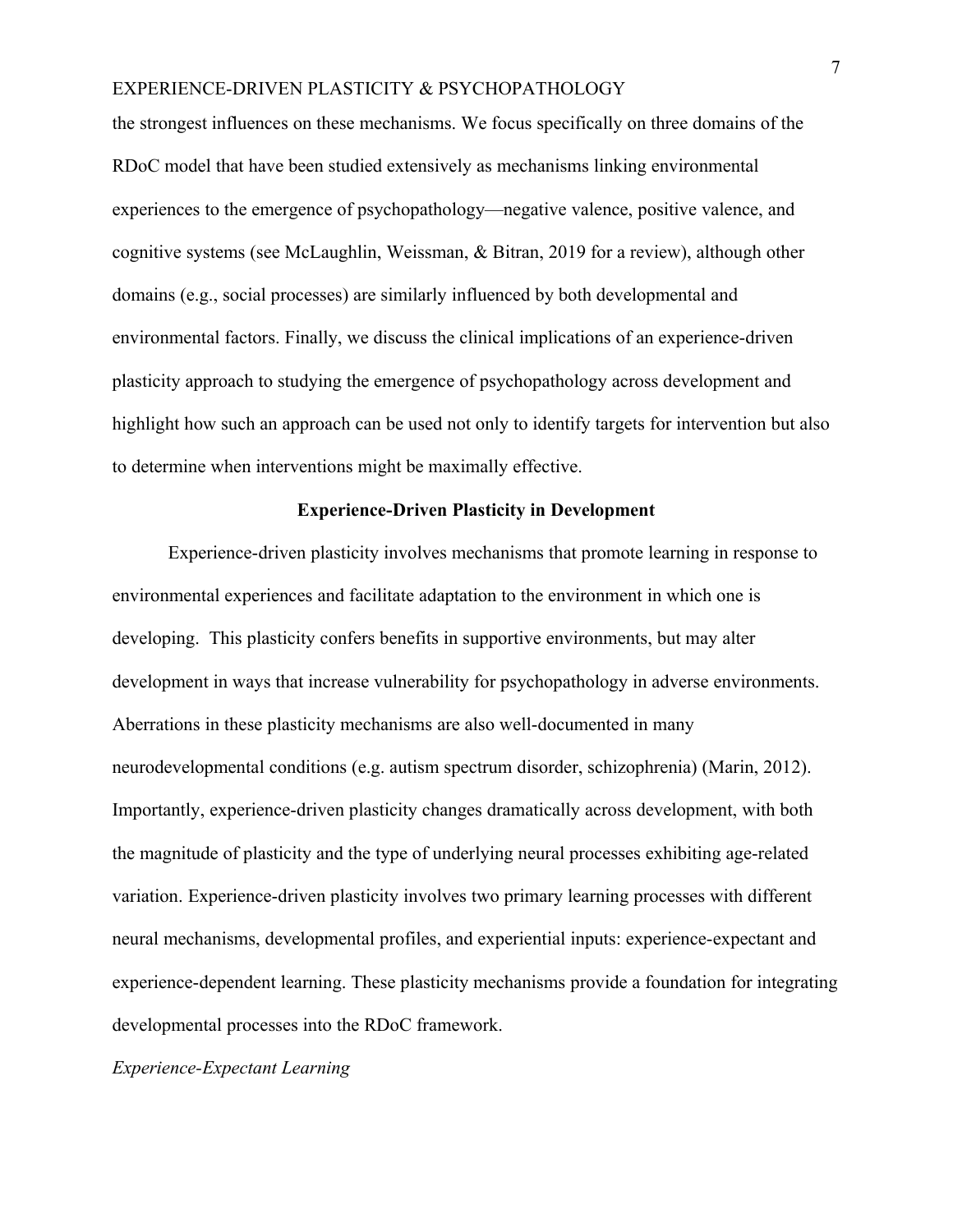the strongest influences on these mechanisms. We focus specifically on three domains of the RDoC model that have been studied extensively as mechanisms linking environmental experiences to the emergence of psychopathology—negative valence, positive valence, and cognitive systems (see McLaughlin, Weissman, & Bitran, 2019 for a review), although other domains (e.g., social processes) are similarly influenced by both developmental and environmental factors. Finally, we discuss the clinical implications of an experience-driven plasticity approach to studying the emergence of psychopathology across development and highlight how such an approach can be used not only to identify targets for intervention but also to determine when interventions might be maximally effective.

## Experience-Driven Plasticity in Development

Experience-driven plasticity involves mechanisms that promote learning in response to environmental experiences and facilitate adaptation to the environment in which one is developing. This plasticity confers benefits in supportive environments, but may alter development in ways that increase vulnerability for psychopathology in adverse environments. Aberrations in these plasticity mechanisms are also well-documented in many neurodevelopmental conditions (e.g. autism spectrum disorder, schizophrenia) (Marin, 2012). Importantly, experience-driven plasticity changes dramatically across development, with both the magnitude of plasticity and the type of underlying neural processes exhibiting age-related variation. Experience-driven plasticity involves two primary learning processes with different neural mechanisms, developmental profiles, and experiential inputs: experience-expectant and experience-dependent learning. These plasticity mechanisms provide a foundation for integrating developmental processes into the RDoC framework.

### *Experience-Expectant Learning*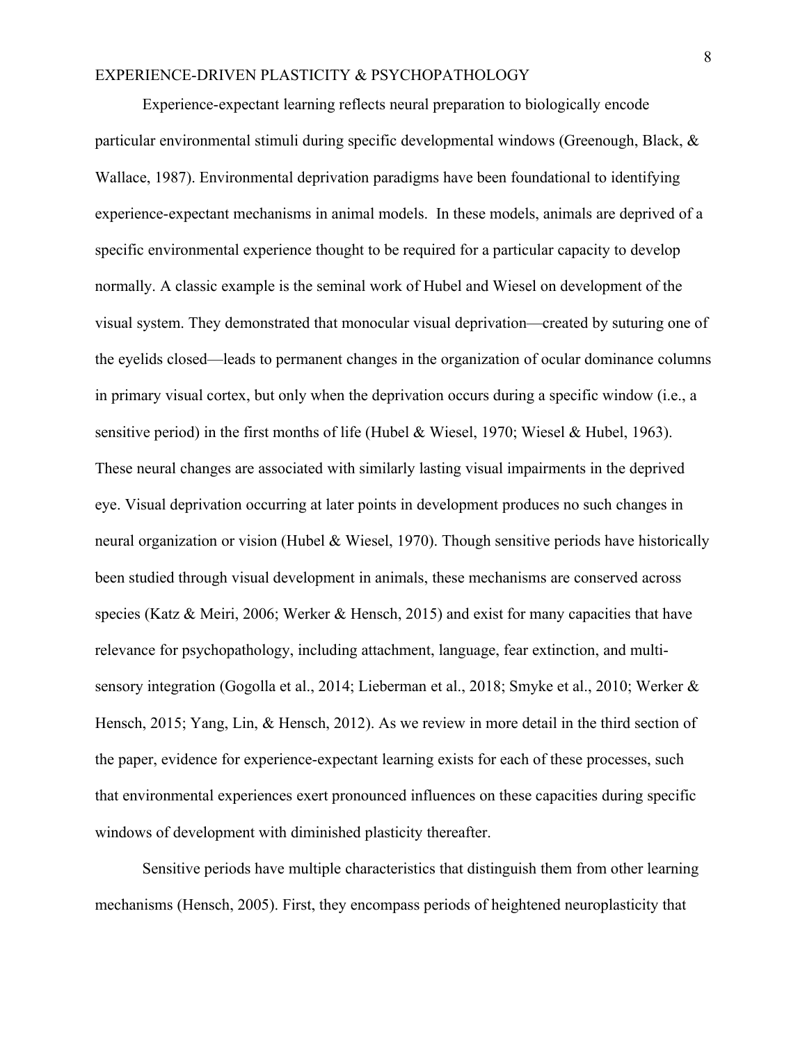Experience-expectant learning reflects neural preparation to biologically encode particular environmental stimuli during specific developmental windows (Greenough, Black, & Wallace, 1987). Environmental deprivation paradigms have been foundational to identifying experience-expectant mechanisms in animal models. In these models, animals are deprived of a specific environmental experience thought to be required for a particular capacity to develop normally. A classic example is the seminal work of Hubel and Wiesel on development of the visual system. They demonstrated that monocular visual deprivation—created by suturing one of the eyelids closed—leads to permanent changes in the organization of ocular dominance columns in primary visual cortex, but only when the deprivation occurs during a specific window (i.e., a sensitive period) in the first months of life (Hubel & Wiesel, 1970; Wiesel & Hubel, 1963). These neural changes are associated with similarly lasting visual impairments in the deprived eye. Visual deprivation occurring at later points in development produces no such changes in neural organization or vision (Hubel & Wiesel, 1970). Though sensitive periods have historically been studied through visual development in animals, these mechanisms are conserved across species (Katz & Meiri, 2006; Werker & Hensch, 2015) and exist for many capacities that have relevance for psychopathology, including attachment, language, fear extinction, and multi-sensory integration (Gogolla et al., 2014; Lieberman et al., 2018; Smyke et al., 2010; Werker & Hensch, 2015; Yang, Lin, & Hensch, 2012). As we review in more detail in the third section of the paper, evidence for experience-expectant learning exists for each of these processes, such that environmental experiences exert pronounced influences on these capacities during specific windows of development with diminished plasticity thereafter.

Sensitive periods have multiple characteristics that distinguish them from other learning mechanisms (Hensch, 2005). First, they encompass periods of heightened neuroplasticity that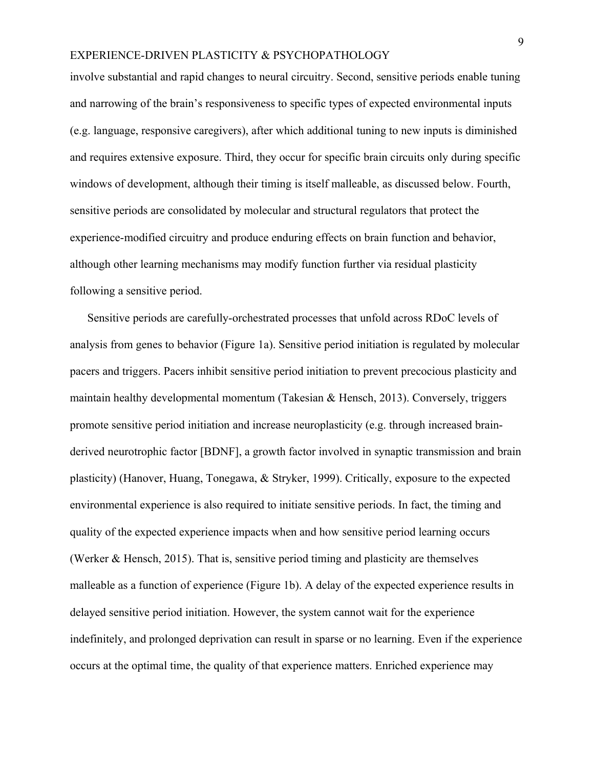involve substantial and rapid changes to neural circuitry. Second, sensitive periods enable tuning and narrowing of the brain's responsiveness to specific types of expected environmental inputs (e.g. language, responsive caregivers), after which additional tuning to new inputs is diminished and requires extensive exposure. Third, they occur for specific brain circuits only during specific windows of development, although their timing is itself malleable, as discussed below. Fourth, sensitive periods are consolidated by molecular and structural regulators that protect the experience-modified circuitry and produce enduring effects on brain function and behavior, although other learning mechanisms may modify function further via residual plasticity following a sensitive period.

Sensitive periods are carefully-orchestrated processes that unfold across RDoC levels of analysis from genes to behavior (Figure 1a). Sensitive period initiation is regulated by molecular pacers and triggers. Pacers inhibit sensitive period initiation to prevent precocious plasticity and maintain healthy developmental momentum (Takesian & Hensch, 2013). Conversely, triggers promote sensitive period initiation and increase neuroplasticity (e.g. through increased brain-derived neurotrophic factor [BDNF], a growth factor involved in synaptic transmission and brain plasticity) (Hanover, Huang, Tonegawa, & Stryker, 1999). Critically, exposure to the expected environmental experience is also required to initiate sensitive periods. In fact, the timing and quality of the expected experience impacts when and how sensitive period learning occurs (Werker & Hensch, 2015). That is, sensitive period timing and plasticity are themselves malleable as a function of experience (Figure 1b). A delay of the expected experience results in delayed sensitive period initiation. However, the system cannot wait for the experience indefinitely, and prolonged deprivation can result in sparse or no learning. Even if the experience occurs at the optimal time, the quality of that experience matters. Enriched experience may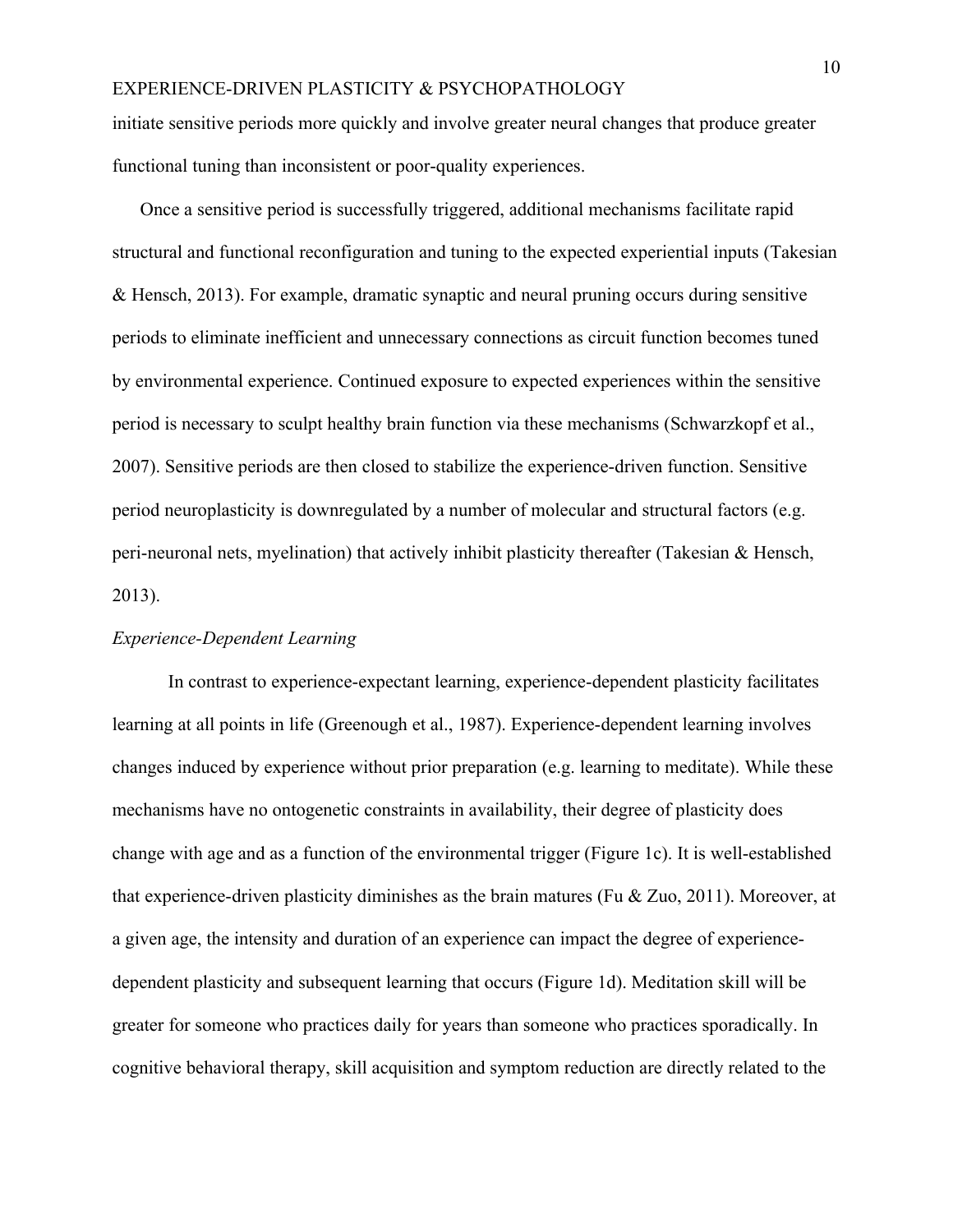initiate sensitive periods more quickly and involve greater neural changes that produce greater functional tuning than inconsistent or poor-quality experiences.

Once a sensitive period is successfully triggered, additional mechanisms facilitate rapid structural and functional reconfiguration and tuning to the expected experiential inputs (Takesian & Hensch, 2013). For example, dramatic synaptic and neural pruning occurs during sensitive periods to eliminate inefficient and unnecessary connections as circuit function becomes tuned by environmental experience. Continued exposure to expected experiences within the sensitive period is necessary to sculpt healthy brain function via these mechanisms (Schwarzkopf et al., 2007). Sensitive periods are then closed to stabilize the experience-driven function. Sensitive period neuroplasticity is downregulated by a number of molecular and structural factors (e.g. peri-neuronal nets, myelination) that actively inhibit plasticity thereafter (Takesian & Hensch, 2013).

*Experience-Dependent Learning*

In contrast to experience-expectant learning, experience-dependent plasticity facilitates learning at all points in life (Greenough et al., 1987). Experience-dependent learning involves changes induced by experience without prior preparation (e.g. learning to meditate). While these mechanisms have no ontogenetic constraints in availability, their degree of plasticity does change with age and as a function of the environmental trigger (Figure 1c). It is well-established that experience-driven plasticity diminishes as the brain matures (Fu & Zuo, 2011). Moreover, at a given age, the intensity and duration of an experience can impact the degree of experience-dependent plasticity and subsequent learning that occurs (Figure 1d). Meditation skill will be greater for someone who practices daily for years than someone who practices sporadically. In cognitive behavioral therapy, skill acquisition and symptom reduction are directly related to the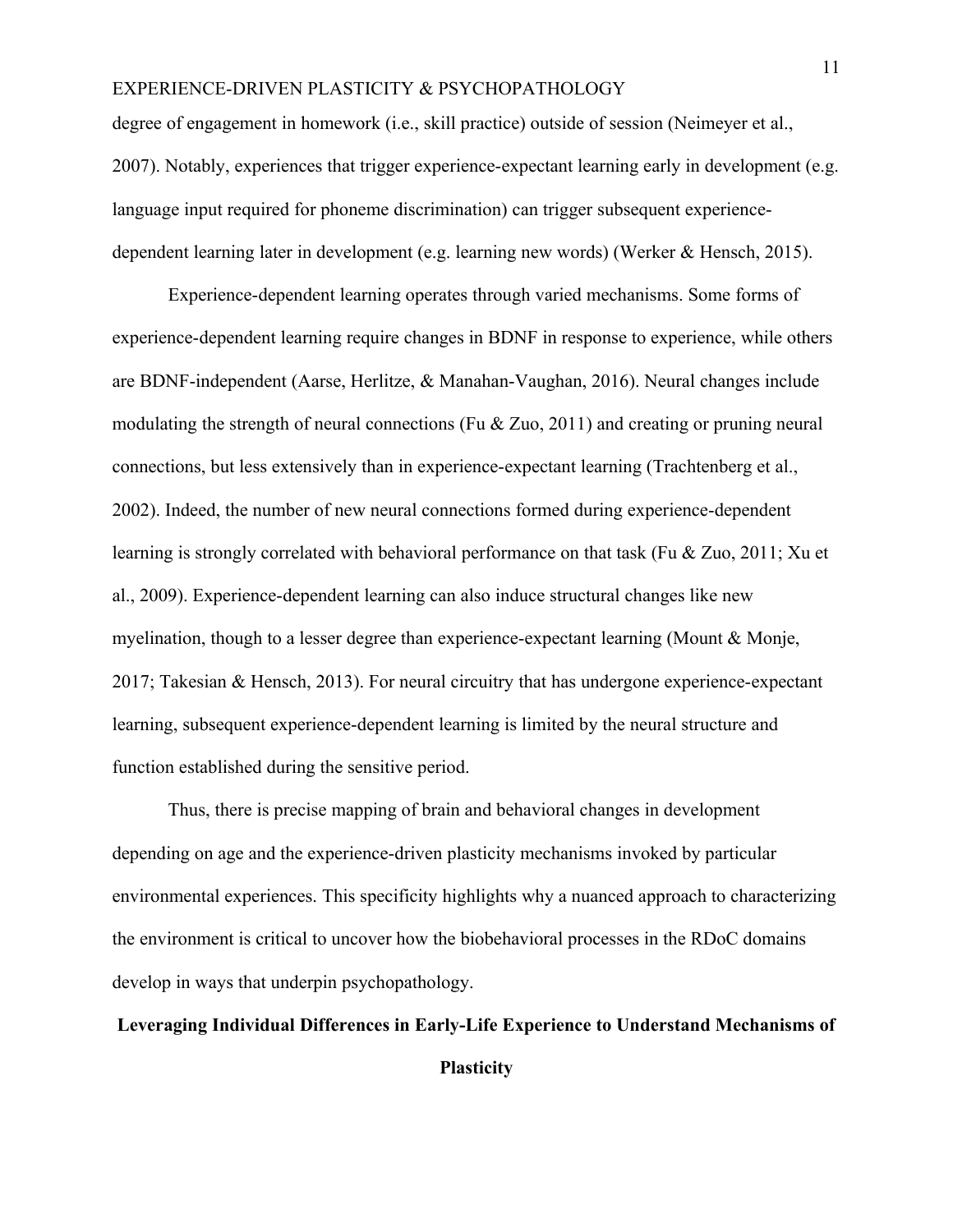degree of engagement in homework (i.e., skill practice) outside of session (Neimeyer et al., 2007). Notably, experiences that trigger experience-expectant learning early in development (e.g. language input required for phoneme discrimination) can trigger subsequent experience-dependent learning later in development (e.g. learning new words) (Werker & Hensch, 2015).

Experience-dependent learning operates through varied mechanisms. Some forms of experience-dependent learning require changes in BDNF in response to experience, while others are BDNF-independent (Aarse, Herlitze, & Manahan-Vaughan, 2016). Neural changes include modulating the strength of neural connections (Fu & Zuo, 2011) and creating or pruning neural connections, but less extensively than in experience-expectant learning (Trachtenberg et al., 2002). Indeed, the number of new neural connections formed during experience-dependent learning is strongly correlated with behavioral performance on that task (Fu & Zuo, 2011; Xu et al., 2009). Experience-dependent learning can also induce structural changes like new myelination, though to a lesser degree than experience-expectant learning (Mount & Monje, 2017; Takesian & Hensch, 2013). For neural circuitry that has undergone experience-expectant learning, subsequent experience-dependent learning is limited by the neural structure and function established during the sensitive period.

Thus, there is precise mapping of brain and behavioral changes in development depending on age and the experience-driven plasticity mechanisms invoked by particular environmental experiences. This specificity highlights why a nuanced approach to characterizing the environment is critical to uncover how the biobehavioral processes in the RDoC domains develop in ways that underpin psychopathology.

## Leveraging Individual Differences in Early-Life Experience to Understand Mechanisms of Plasticity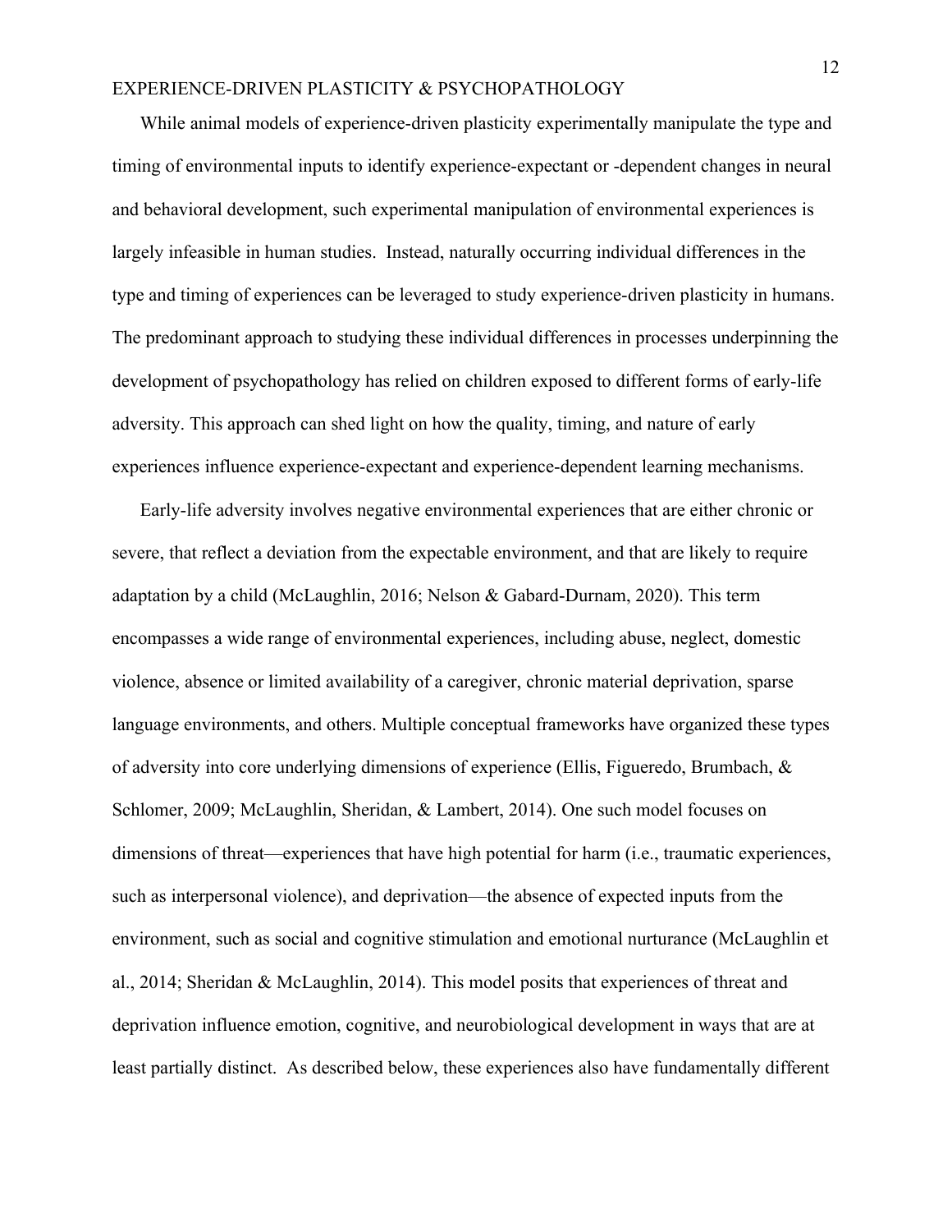While animal models of experience-driven plasticity experimentally manipulate the type and timing of environmental inputs to identify experience-expectant or -dependent changes in neural and behavioral development, such experimental manipulation of environmental experiences is largely infeasible in human studies. Instead, naturally occurring individual differences in the type and timing of experiences can be leveraged to study experience-driven plasticity in humans. The predominant approach to studying these individual differences in processes underpinning the development of psychopathology has relied on children exposed to different forms of early-life adversity. This approach can shed light on how the quality, timing, and nature of early experiences influence experience-expectant and experience-dependent learning mechanisms.

Early-life adversity involves negative environmental experiences that are either chronic or severe, that reflect a deviation from the expectable environment, and that are likely to require adaptation by a child (McLaughlin, 2016; Nelson & Gabard-Durnam, 2020). This term encompasses a wide range of environmental experiences, including abuse, neglect, domestic violence, absence or limited availability of a caregiver, chronic material deprivation, sparse language environments, and others. Multiple conceptual frameworks have organized these types of adversity into core underlying dimensions of experience (Ellis, Figueredo, Brumbach, & Schlomer, 2009; McLaughlin, Sheridan, & Lambert, 2014). One such model focuses on dimensions of threat—experiences that have high potential for harm (i.e., traumatic experiences, such as interpersonal violence), and deprivation—the absence of expected inputs from the environment, such as social and cognitive stimulation and emotional nurturance (McLaughlin et al., 2014; Sheridan & McLaughlin, 2014). This model posits that experiences of threat and deprivation influence emotion, cognitive, and neurobiological development in ways that are at least partially distinct. As described below, these experiences also have fundamentally different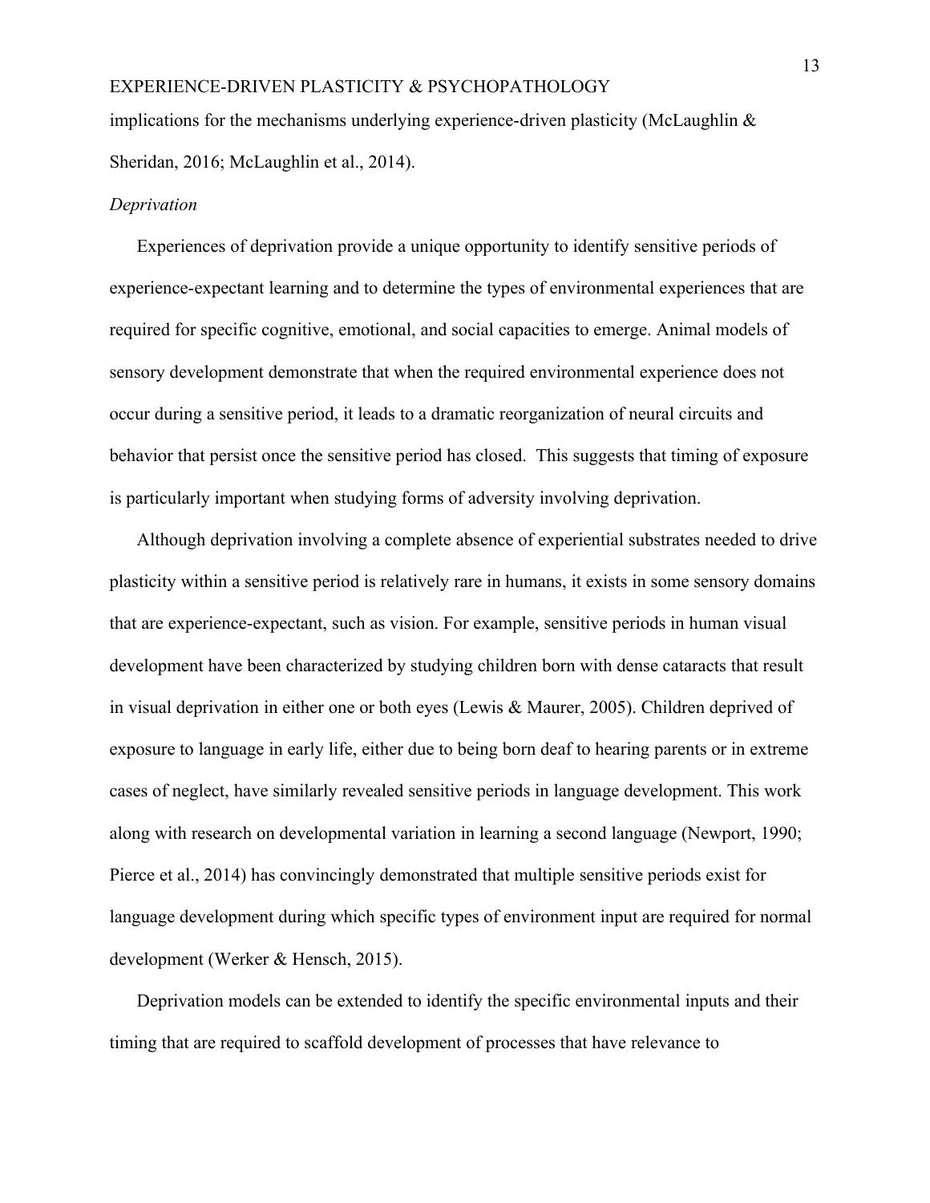implications for the mechanisms underlying experience-driven plasticity (McLaughlin & Sheridan, 2016; McLaughlin et al., 2014).

*Deprivation*

Experiences of deprivation provide a unique opportunity to identify sensitive periods of experience-expectant learning and to determine the types of environmental experiences that are required for specific cognitive, emotional, and social capacities to emerge. Animal models of sensory development demonstrate that when the required environmental experience does not occur during a sensitive period, it leads to a dramatic reorganization of neural circuits and behavior that persist once the sensitive period has closed. This suggests that timing of exposure is particularly important when studying forms of adversity involving deprivation.

Although deprivation involving a complete absence of experiential substrates needed to drive plasticity within a sensitive period is relatively rare in humans, it exists in some sensory domains that are experience-expectant, such as vision. For example, sensitive periods in human visual development have been characterized by studying children born with dense cataracts that result in visual deprivation in either one or both eyes (Lewis & Maurer, 2005). Children deprived of exposure to language in early life, either due to being born deaf to hearing parents or in extreme cases of neglect, have similarly revealed sensitive periods in language development. This work along with research on developmental variation in learning a second language (Newport, 1990; Pierce et al., 2014) has convincingly demonstrated that multiple sensitive periods exist for language development during which specific types of environment input are required for normal development (Werker & Hensch, 2015).

Deprivation models can be extended to identify the specific environmental inputs and their timing that are required to scaffold development of processes that have relevance to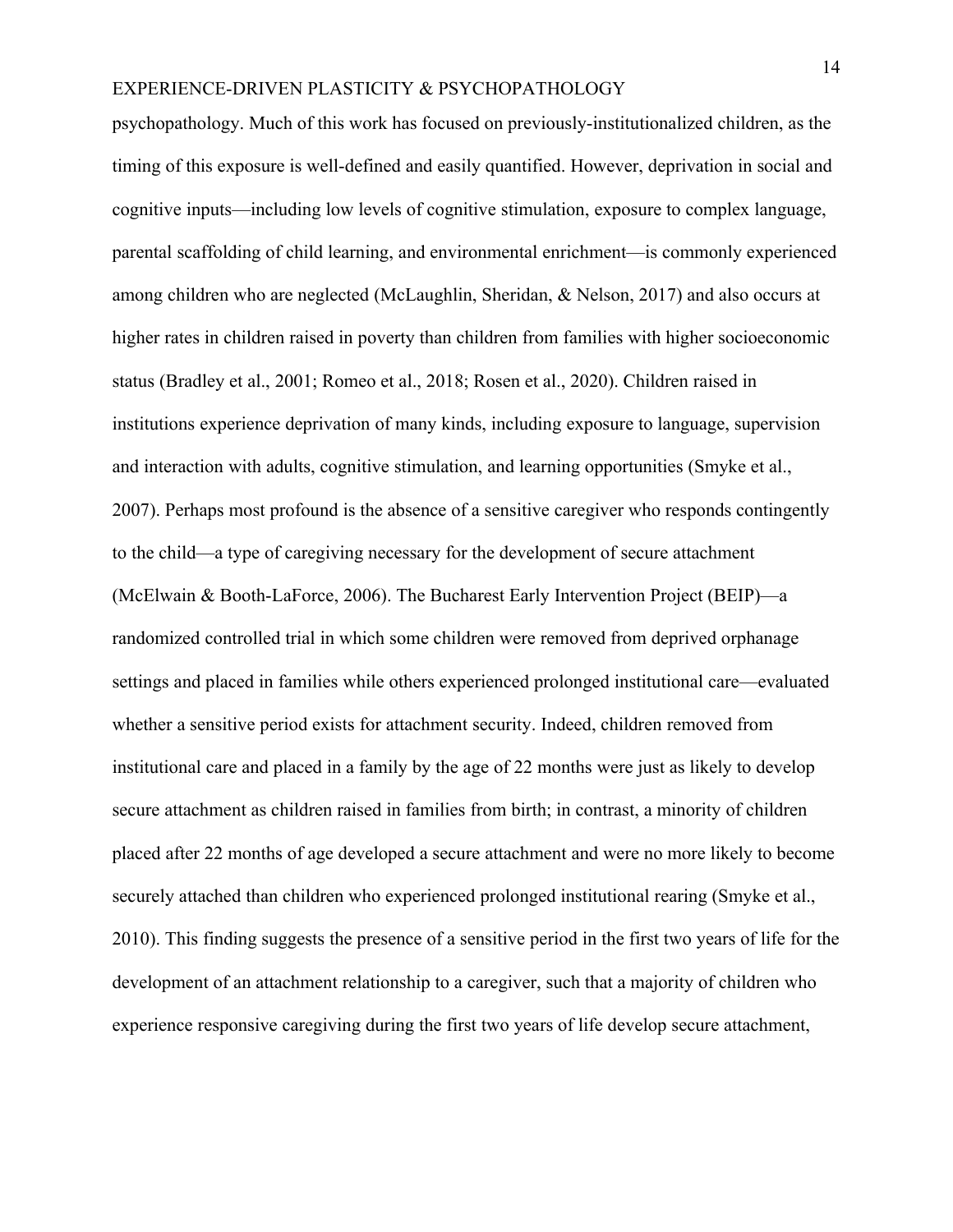psychopathology. Much of this work has focused on previously-institutionalized children, as the timing of this exposure is well-defined and easily quantified. However, deprivation in social and cognitive inputs—including low levels of cognitive stimulation, exposure to complex language, parental scaffolding of child learning, and environmental enrichment—is commonly experienced among children who are neglected (McLaughlin, Sheridan, & Nelson, 2017) and also occurs at higher rates in children raised in poverty than children from families with higher socioeconomic status (Bradley et al., 2001; Romeo et al., 2018; Rosen et al., 2020). Children raised in institutions experience deprivation of many kinds, including exposure to language, supervision and interaction with adults, cognitive stimulation, and learning opportunities (Smyke et al., 2007). Perhaps most profound is the absence of a sensitive caregiver who responds contingently to the child—a type of caregiving necessary for the development of secure attachment (McElwain & Booth-LaForce, 2006). The Bucharest Early Intervention Project (BEIP)—a randomized controlled trial in which some children were removed from deprived orphanage settings and placed in families while others experienced prolonged institutional care—evaluated whether a sensitive period exists for attachment security. Indeed, children removed from institutional care and placed in a family by the age of 22 months were just as likely to develop secure attachment as children raised in families from birth; in contrast, a minority of children placed after 22 months of age developed a secure attachment and were no more likely to become securely attached than children who experienced prolonged institutional rearing (Smyke et al., 2010). This finding suggests the presence of a sensitive period in the first two years of life for the development of an attachment relationship to a caregiver, such that a majority of children who experience responsive caregiving during the first two years of life develop secure attachment,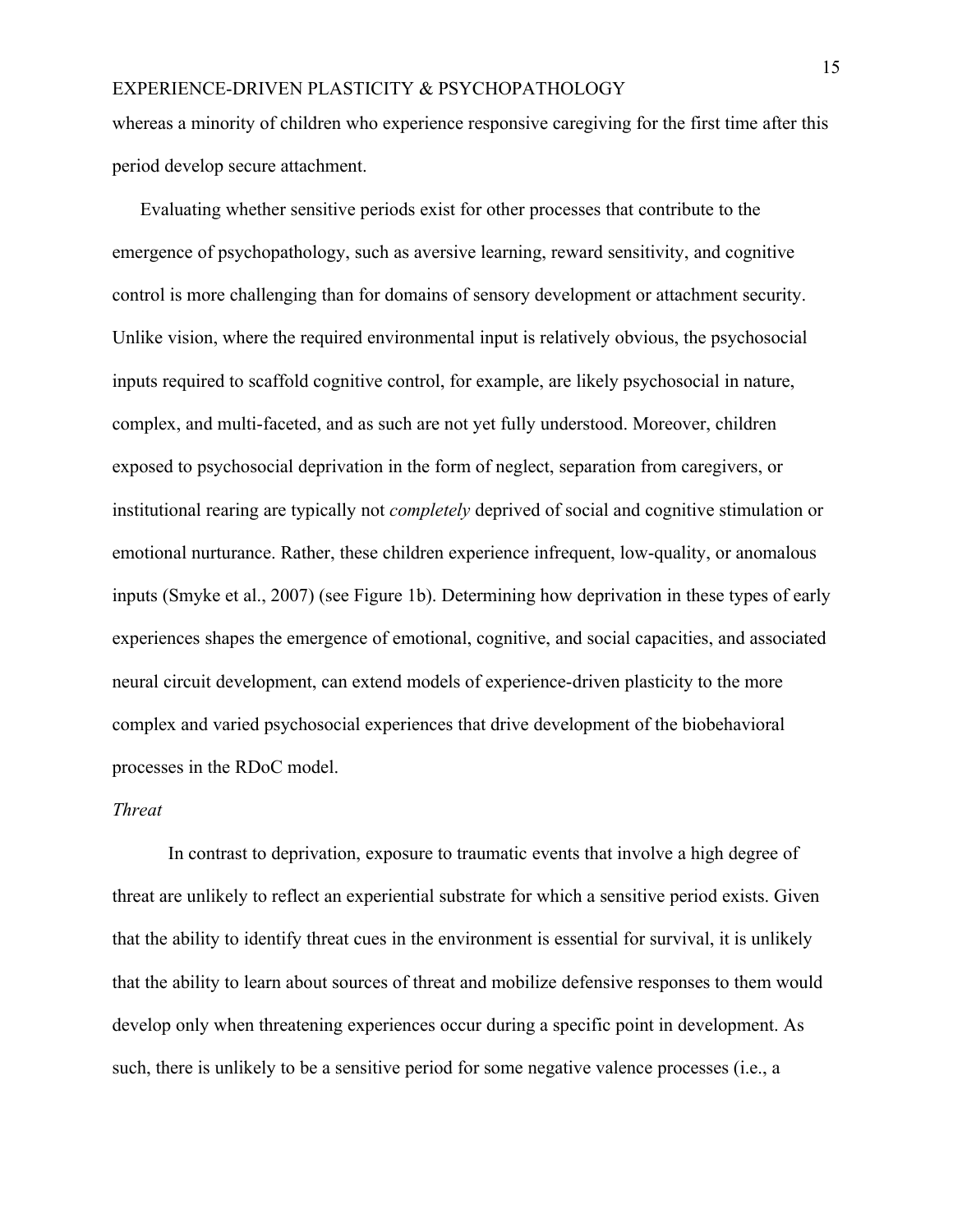whereas a minority of children who experience responsive caregiving for the first time after this period develop secure attachment.

Evaluating whether sensitive periods exist for other processes that contribute to the emergence of psychopathology, such as aversive learning, reward sensitivity, and cognitive control is more challenging than for domains of sensory development or attachment security. Unlike vision, where the required environmental input is relatively obvious, the psychosocial inputs required to scaffold cognitive control, for example, are likely psychosocial in nature, complex, and multi-faceted, and as such are not yet fully understood. Moreover, children exposed to psychosocial deprivation in the form of neglect, separation from caregivers, or institutional rearing are typically not *completely* deprived of social and cognitive stimulation or emotional nurturance. Rather, these children experience infrequent, low-quality, or anomalous inputs (Smyke et al., 2007) (see Figure 1b). Determining how deprivation in these types of early experiences shapes the emergence of emotional, cognitive, and social capacities, and associated neural circuit development, can extend models of experience-driven plasticity to the more complex and varied psychosocial experiences that drive development of the biobehavioral processes in the RDoC model.

### *Threat*

In contrast to deprivation, exposure to traumatic events that involve a high degree of threat are unlikely to reflect an experiential substrate for which a sensitive period exists. Given that the ability to identify threat cues in the environment is essential for survival, it is unlikely that the ability to learn about sources of threat and mobilize defensive responses to them would develop only when threatening experiences occur during a specific point in development. As such, there is unlikely to be a sensitive period for some negative valence processes (i.e., a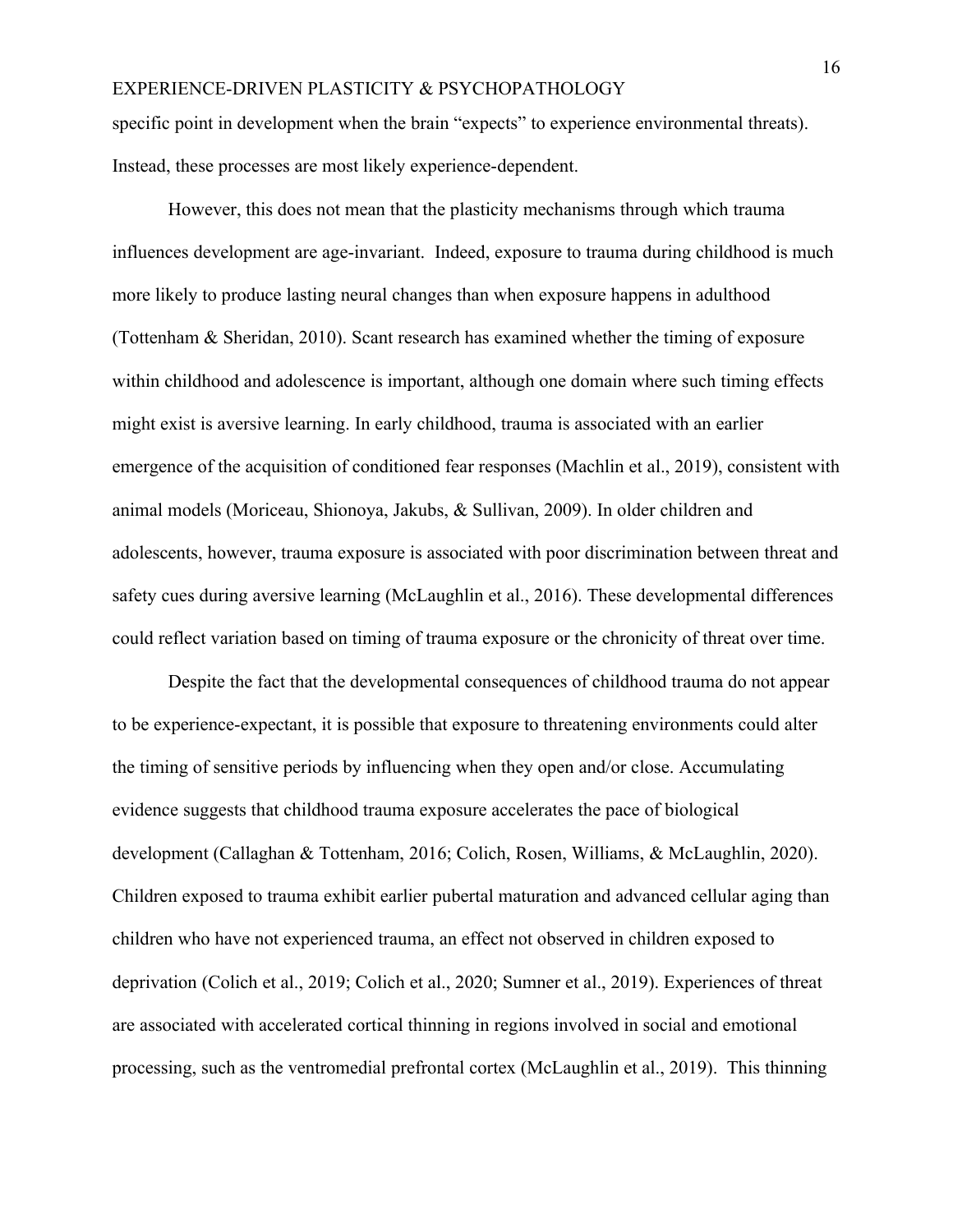specific point in development when the brain "expects" to experience environmental threats). Instead, these processes are most likely experience-dependent.

However, this does not mean that the plasticity mechanisms through which trauma influences development are age-invariant. Indeed, exposure to trauma during childhood is much more likely to produce lasting neural changes than when exposure happens in adulthood (Tottenham & Sheridan, 2010). Scant research has examined whether the timing of exposure within childhood and adolescence is important, although one domain where such timing effects might exist is aversive learning. In early childhood, trauma is associated with an earlier emergence of the acquisition of conditioned fear responses (Machlin et al., 2019), consistent with animal models (Moriceau, Shionoya, Jakubs, & Sullivan, 2009). In older children and adolescents, however, trauma exposure is associated with poor discrimination between threat and safety cues during aversive learning (McLaughlin et al., 2016). These developmental differences could reflect variation based on timing of trauma exposure or the chronicity of threat over time.

Despite the fact that the developmental consequences of childhood trauma do not appear to be experience-expectant, it is possible that exposure to threatening environments could alter the timing of sensitive periods by influencing when they open and/or close. Accumulating evidence suggests that childhood trauma exposure accelerates the pace of biological development (Callaghan & Tottenham, 2016; Colich, Rosen, Williams, & McLaughlin, 2020). Children exposed to trauma exhibit earlier pubertal maturation and advanced cellular aging than children who have not experienced trauma, an effect not observed in children exposed to deprivation (Colich et al., 2019; Colich et al., 2020; Sumner et al., 2019). Experiences of threat are associated with accelerated cortical thinning in regions involved in social and emotional processing, such as the ventromedial prefrontal cortex (McLaughlin et al., 2019). This thinning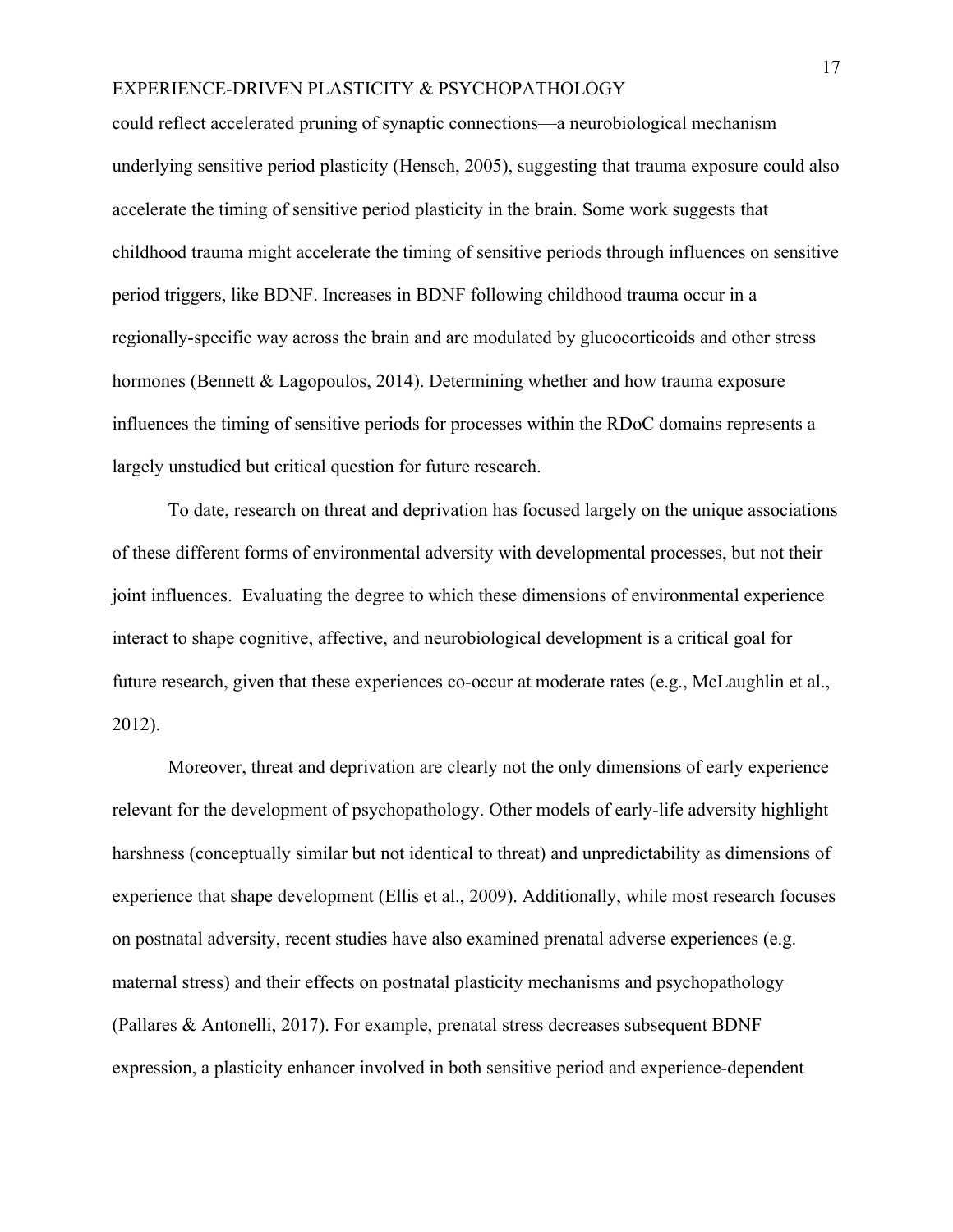could reflect accelerated pruning of synaptic connections—a neurobiological mechanism underlying sensitive period plasticity (Hensch, 2005), suggesting that trauma exposure could also accelerate the timing of sensitive period plasticity in the brain. Some work suggests that childhood trauma might accelerate the timing of sensitive periods through influences on sensitive period triggers, like BDNF. Increases in BDNF following childhood trauma occur in a regionally-specific way across the brain and are modulated by glucocorticoids and other stress hormones (Bennett & Lagopoulos, 2014). Determining whether and how trauma exposure influences the timing of sensitive periods for processes within the RDoC domains represents a largely unstudied but critical question for future research.

To date, research on threat and deprivation has focused largely on the unique associations of these different forms of environmental adversity with developmental processes, but not their joint influences. Evaluating the degree to which these dimensions of environmental experience interact to shape cognitive, affective, and neurobiological development is a critical goal for future research, given that these experiences co-occur at moderate rates (e.g., McLaughlin et al., 2012).

Moreover, threat and deprivation are clearly not the only dimensions of early experience relevant for the development of psychopathology. Other models of early-life adversity highlight harshness (conceptually similar but not identical to threat) and unpredictability as dimensions of experience that shape development (Ellis et al., 2009). Additionally, while most research focuses on postnatal adversity, recent studies have also examined prenatal adverse experiences (e.g. maternal stress) and their effects on postnatal plasticity mechanisms and psychopathology (Pallares & Antonelli, 2017). For example, prenatal stress decreases subsequent BDNF expression, a plasticity enhancer involved in both sensitive period and experience-dependent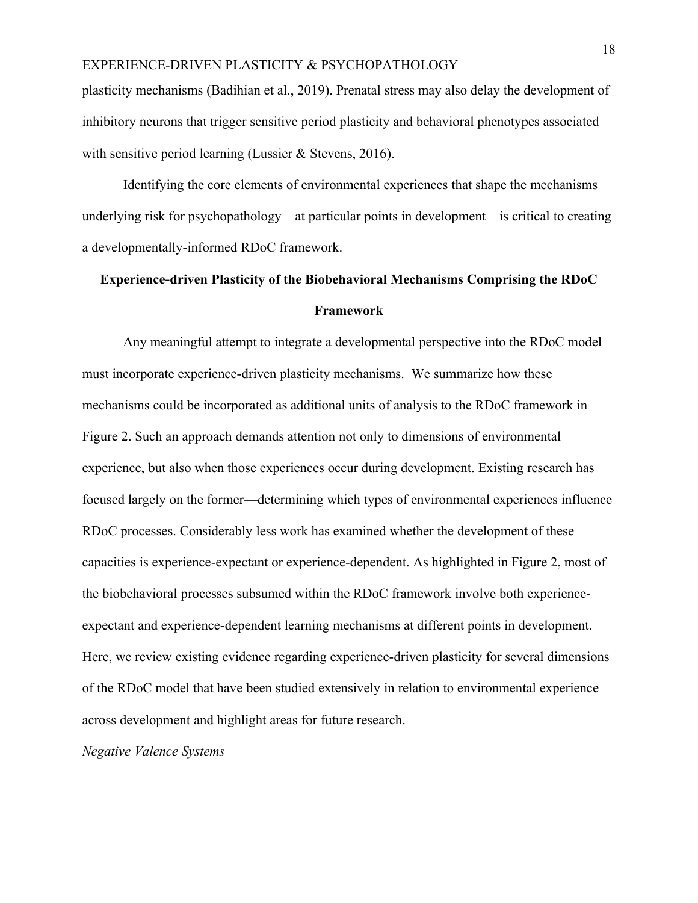plasticity mechanisms (Badihian et al., 2019). Prenatal stress may also delay the development of inhibitory neurons that trigger sensitive period plasticity and behavioral phenotypes associated with sensitive period learning (Lussier & Stevens, 2016).

Identifying the core elements of environmental experiences that shape the mechanisms underlying risk for psychopathology—at particular points in development—is critical to creating a developmentally-informed RDoC framework.

## Experience-driven Plasticity of the Biobehavioral Mechanisms Comprising the RDoC Framework

Any meaningful attempt to integrate a developmental perspective into the RDoC model must incorporate experience-driven plasticity mechanisms. We summarize how these mechanisms could be incorporated as additional units of analysis to the RDoC framework in Figure 2. Such an approach demands attention not only to dimensions of environmental experience, but also when those experiences occur during development. Existing research has focused largely on the former—determining which types of environmental experiences influence RDoC processes. Considerably less work has examined whether the development of these capacities is experience-expectant or experience-dependent. As highlighted in Figure 2, most of the biobehavioral processes subsumed within the RDoC framework involve both experience-expectant and experience-dependent learning mechanisms at different points in development. Here, we review existing evidence regarding experience-driven plasticity for several dimensions of the RDoC model that have been studied extensively in relation to environmental experience across development and highlight areas for future research.

### *Negative Valence Systems*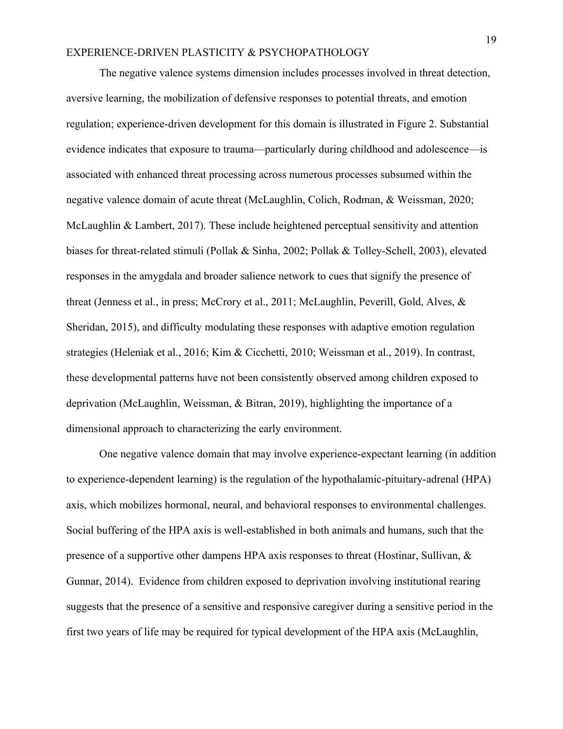The negative valence systems dimension includes processes involved in threat detection, aversive learning, the mobilization of defensive responses to potential threats, and emotion regulation; experience-driven development for this domain is illustrated in Figure 2. Substantial evidence indicates that exposure to trauma—particularly during childhood and adolescence—is associated with enhanced threat processing across numerous processes subsumed within the negative valence domain of acute threat (McLaughlin, Colich, Rodman, & Weissman, 2020; McLaughlin & Lambert, 2017). These include heightened perceptual sensitivity and attention biases for threat-related stimuli (Pollak & Sinha, 2002; Pollak & Tolley-Schell, 2003), elevated responses in the amygdala and broader salience network to cues that signify the presence of threat (Jenness et al., in press; McCrory et al., 2011; McLaughlin, Peverill, Gold, Alves, & Sheridan, 2015), and difficulty modulating these responses with adaptive emotion regulation strategies (Heleniak et al., 2016; Kim & Cicchetti, 2010; Weissman et al., 2019). In contrast, these developmental patterns have not been consistently observed among children exposed to deprivation (McLaughlin, Weissman, & Bitran, 2019), highlighting the importance of a dimensional approach to characterizing the early environment.

One negative valence domain that may involve experience-expectant learning (in addition to experience-dependent learning) is the regulation of the hypothalamic-pituitary-adrenal (HPA) axis, which mobilizes hormonal, neural, and behavioral responses to environmental challenges. Social buffering of the HPA axis is well-established in both animals and humans, such that the presence of a supportive other dampens HPA axis responses to threat (Hostinar, Sullivan, & Gunnar, 2014). Evidence from children exposed to deprivation involving institutional rearing suggests that the presence of a sensitive and responsive caregiver during a sensitive period in the first two years of life may be required for typical development of the HPA axis (McLaughlin,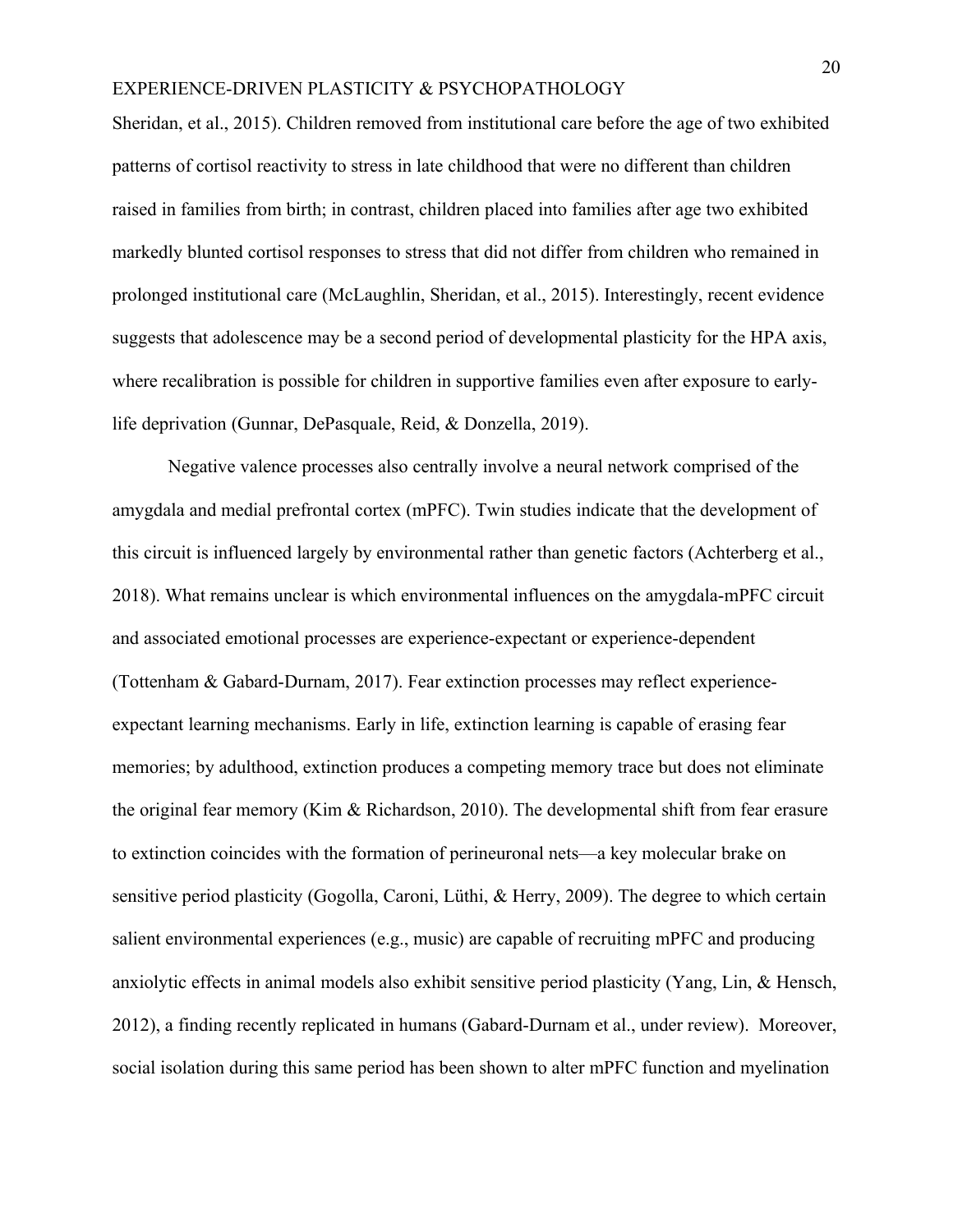Sheridan, et al., 2015). Children removed from institutional care before the age of two exhibited patterns of cortisol reactivity to stress in late childhood that were no different than children raised in families from birth; in contrast, children placed into families after age two exhibited markedly blunted cortisol responses to stress that did not differ from children who remained in prolonged institutional care (McLaughlin, Sheridan, et al., 2015). Interestingly, recent evidence suggests that adolescence may be a second period of developmental plasticity for the HPA axis, where recalibration is possible for children in supportive families even after exposure to early-life deprivation (Gunnar, DePasquale, Reid, & Donzella, 2019).

Negative valence processes also centrally involve a neural network comprised of the amygdala and medial prefrontal cortex (mPFC). Twin studies indicate that the development of this circuit is influenced largely by environmental rather than genetic factors (Achterberg et al., 2018). What remains unclear is which environmental influences on the amygdala-mPFC circuit and associated emotional processes are experience-expectant or experience-dependent (Tottenham & Gabard-Durnam, 2017). Fear extinction processes may reflect experience-expectant learning mechanisms. Early in life, extinction learning is capable of erasing fear memories; by adulthood, extinction produces a competing memory trace but does not eliminate the original fear memory (Kim & Richardson, 2010). The developmental shift from fear erasure to extinction coincides with the formation of perineuronal nets—a key molecular brake on sensitive period plasticity (Gogolla, Caroni, Lüthi, & Herry, 2009). The degree to which certain salient environmental experiences (e.g., music) are capable of recruiting mPFC and producing anxiolytic effects in animal models also exhibit sensitive period plasticity (Yang, Lin, & Hensch, 2012), a finding recently replicated in humans (Gabard-Durnam et al., under review). Moreover, social isolation during this same period has been shown to alter mPFC function and myelination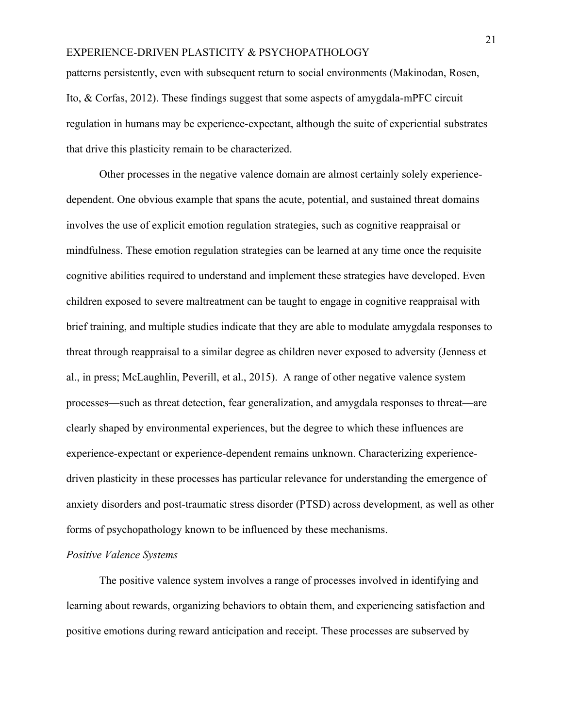patterns persistently, even with subsequent return to social environments (Makinodan, Rosen, Ito, & Corfas, 2012). These findings suggest that some aspects of amygdala-mPFC circuit regulation in humans may be experience-expectant, although the suite of experiential substrates that drive this plasticity remain to be characterized.

Other processes in the negative valence domain are almost certainly solely experience-dependent. One obvious example that spans the acute, potential, and sustained threat domains involves the use of explicit emotion regulation strategies, such as cognitive reappraisal or mindfulness. These emotion regulation strategies can be learned at any time once the requisite cognitive abilities required to understand and implement these strategies have developed. Even children exposed to severe maltreatment can be taught to engage in cognitive reappraisal with brief training, and multiple studies indicate that they are able to modulate amygdala responses to threat through reappraisal to a similar degree as children never exposed to adversity (Jenness et al., in press; McLaughlin, Peverill, et al., 2015). A range of other negative valence system processes—such as threat detection, fear generalization, and amygdala responses to threat—are clearly shaped by environmental experiences, but the degree to which these influences are experience-expectant or experience-dependent remains unknown. Characterizing experience-driven plasticity in these processes has particular relevance for understanding the emergence of anxiety disorders and post-traumatic stress disorder (PTSD) across development, as well as other forms of psychopathology known to be influenced by these mechanisms.

*Positive Valence Systems*

The positive valence system involves a range of processes involved in identifying and learning about rewards, organizing behaviors to obtain them, and experiencing satisfaction and positive emotions during reward anticipation and receipt. These processes are subserved by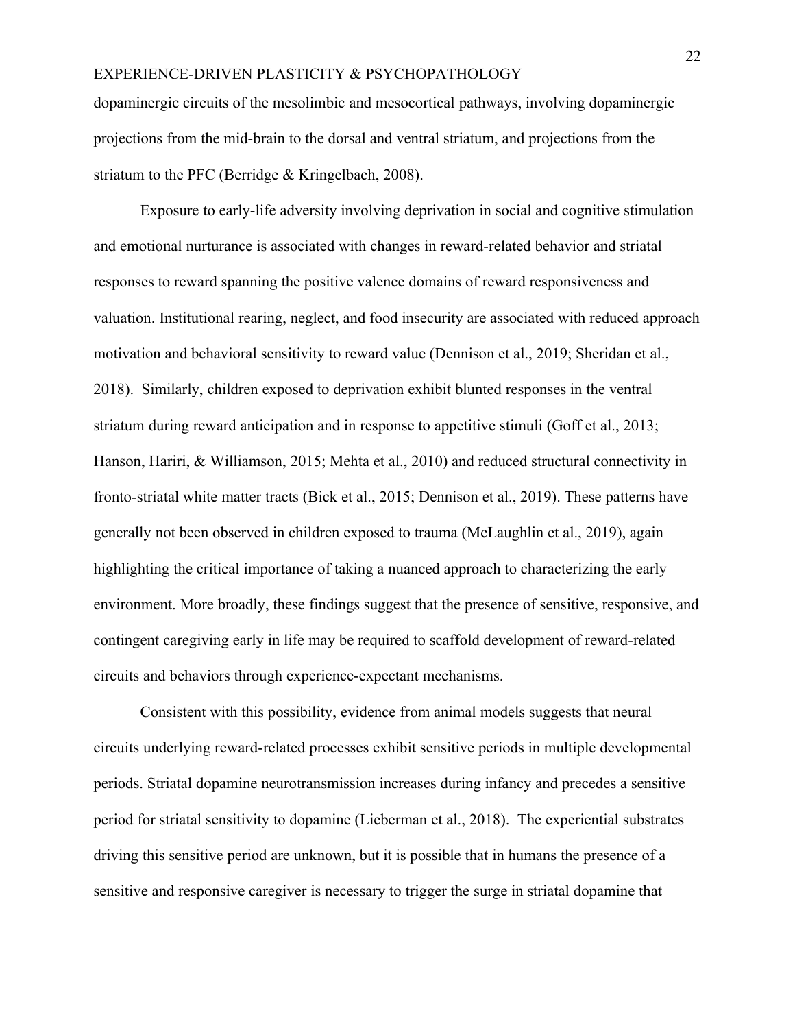dopaminergic circuits of the mesolimbic and mesocortical pathways, involving dopaminergic projections from the mid-brain to the dorsal and ventral striatum, and projections from the striatum to the PFC (Berridge & Kringelbach, 2008).

Exposure to early-life adversity involving deprivation in social and cognitive stimulation and emotional nurturance is associated with changes in reward-related behavior and striatal responses to reward spanning the positive valence domains of reward responsiveness and valuation. Institutional rearing, neglect, and food insecurity are associated with reduced approach motivation and behavioral sensitivity to reward value (Dennison et al., 2019; Sheridan et al., 2018). Similarly, children exposed to deprivation exhibit blunted responses in the ventral striatum during reward anticipation and in response to appetitive stimuli (Goff et al., 2013; Hanson, Hariri, & Williamson, 2015; Mehta et al., 2010) and reduced structural connectivity in fronto-striatal white matter tracts (Bick et al., 2015; Dennison et al., 2019). These patterns have generally not been observed in children exposed to trauma (McLaughlin et al., 2019), again highlighting the critical importance of taking a nuanced approach to characterizing the early environment. More broadly, these findings suggest that the presence of sensitive, responsive, and contingent caregiving early in life may be required to scaffold development of reward-related circuits and behaviors through experience-expectant mechanisms.

Consistent with this possibility, evidence from animal models suggests that neural circuits underlying reward-related processes exhibit sensitive periods in multiple developmental periods. Striatal dopamine neurotransmission increases during infancy and precedes a sensitive period for striatal sensitivity to dopamine (Lieberman et al., 2018). The experiential substrates driving this sensitive period are unknown, but it is possible that in humans the presence of a sensitive and responsive caregiver is necessary to trigger the surge in striatal dopamine that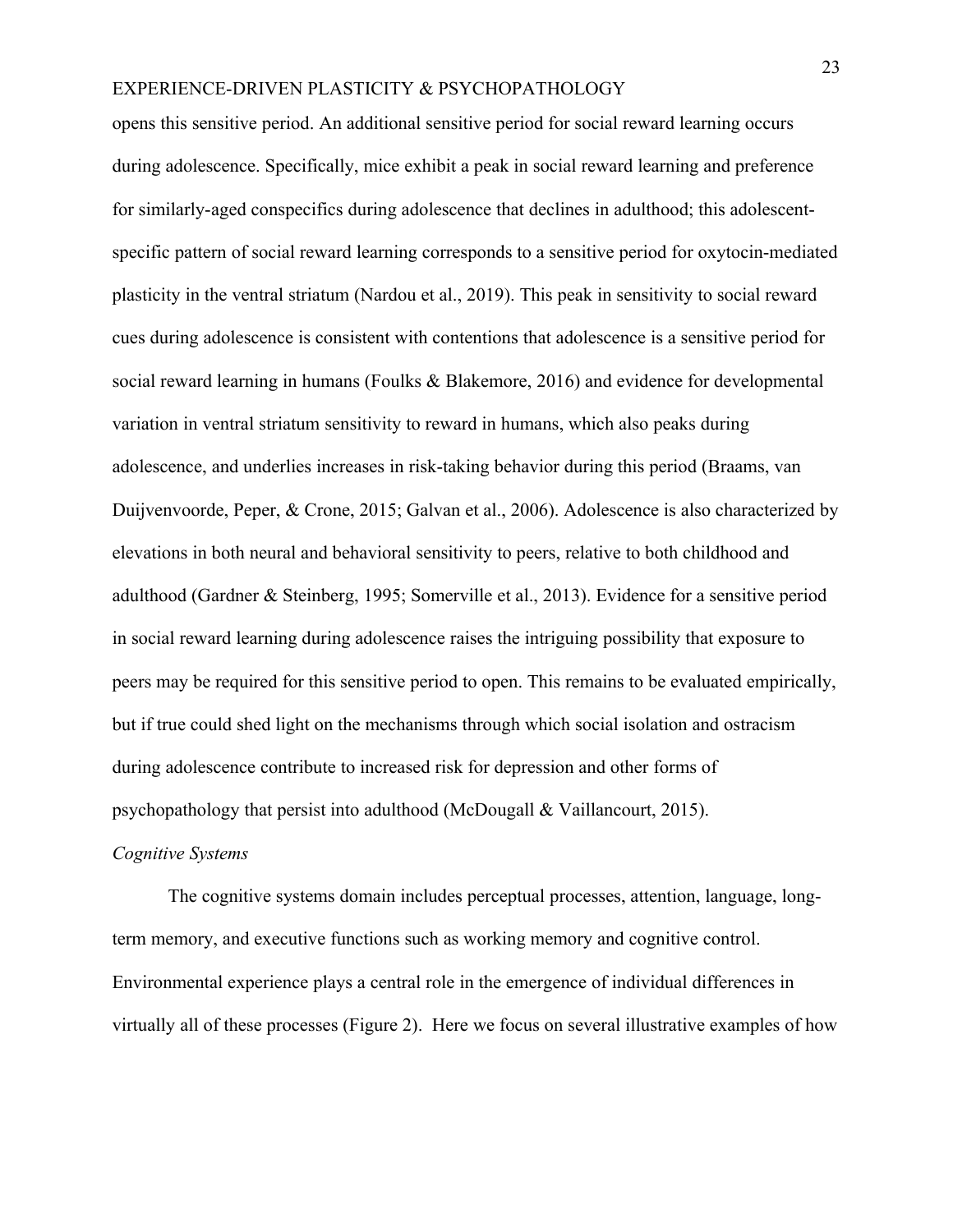opens this sensitive period. An additional sensitive period for social reward learning occurs during adolescence. Specifically, mice exhibit a peak in social reward learning and preference for similarly-aged conspecifics during adolescence that declines in adulthood; this adolescent-specific pattern of social reward learning corresponds to a sensitive period for oxytocin-mediated plasticity in the ventral striatum (Nardou et al., 2019). This peak in sensitivity to social reward cues during adolescence is consistent with contentions that adolescence is a sensitive period for social reward learning in humans (Foulks & Blakemore, 2016) and evidence for developmental variation in ventral striatum sensitivity to reward in humans, which also peaks during adolescence, and underlies increases in risk-taking behavior during this period (Braams, van Duijvenvoorde, Peper, & Crone, 2015; Galvan et al., 2006). Adolescence is also characterized by elevations in both neural and behavioral sensitivity to peers, relative to both childhood and adulthood (Gardner & Steinberg, 1995; Somerville et al., 2013). Evidence for a sensitive period in social reward learning during adolescence raises the intriguing possibility that exposure to peers may be required for this sensitive period to open. This remains to be evaluated empirically, but if true could shed light on the mechanisms through which social isolation and ostracism during adolescence contribute to increased risk for depression and other forms of psychopathology that persist into adulthood (McDougall & Vaillancourt, 2015).

*Cognitive Systems*

The cognitive systems domain includes perceptual processes, attention, language, long-term memory, and executive functions such as working memory and cognitive control. Environmental experience plays a central role in the emergence of individual differences in virtually all of these processes (Figure 2). Here we focus on several illustrative examples of how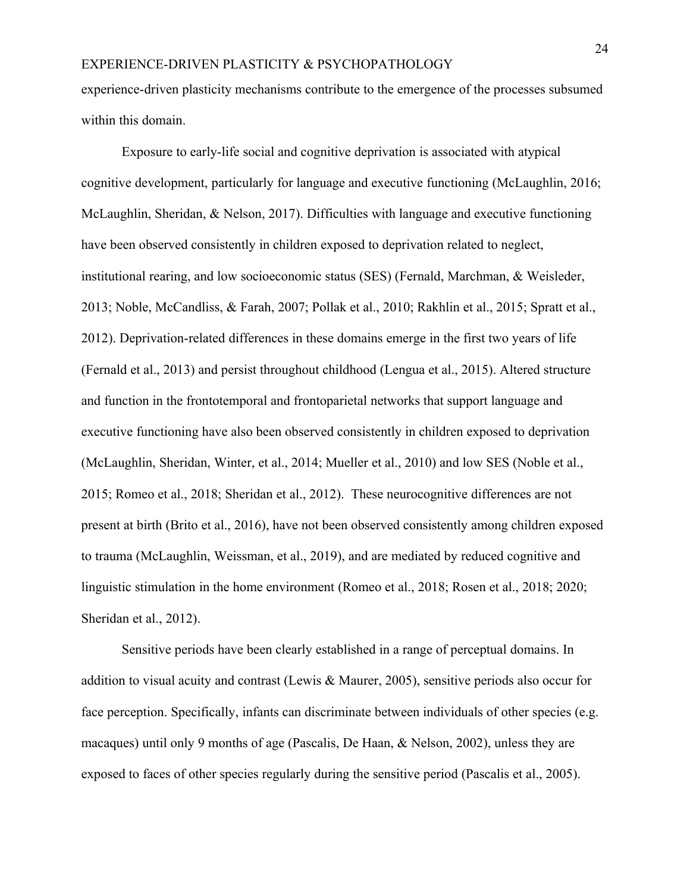experience-driven plasticity mechanisms contribute to the emergence of the processes subsumed within this domain.

Exposure to early-life social and cognitive deprivation is associated with atypical cognitive development, particularly for language and executive functioning (McLaughlin, 2016; McLaughlin, Sheridan, & Nelson, 2017). Difficulties with language and executive functioning have been observed consistently in children exposed to deprivation related to neglect, institutional rearing, and low socioeconomic status (SES) (Fernald, Marchman, & Weisleder, 2013; Noble, McCandliss, & Farah, 2007; Pollak et al., 2010; Rakhlin et al., 2015; Spratt et al., 2012). Deprivation-related differences in these domains emerge in the first two years of life (Fernald et al., 2013) and persist throughout childhood (Lengua et al., 2015). Altered structure and function in the frontotemporal and frontoparietal networks that support language and executive functioning have also been observed consistently in children exposed to deprivation (McLaughlin, Sheridan, Winter, et al., 2014; Mueller et al., 2010) and low SES (Noble et al., 2015; Romeo et al., 2018; Sheridan et al., 2012). These neurocognitive differences are not present at birth (Brito et al., 2016), have not been observed consistently among children exposed to trauma (McLaughlin, Weissman, et al., 2019), and are mediated by reduced cognitive and linguistic stimulation in the home environment (Romeo et al., 2018; Rosen et al., 2018; 2020; Sheridan et al., 2012).

Sensitive periods have been clearly established in a range of perceptual domains. In addition to visual acuity and contrast (Lewis & Maurer, 2005), sensitive periods also occur for face perception. Specifically, infants can discriminate between individuals of other species (e.g. macaques) until only 9 months of age (Pascalis, De Haan, & Nelson, 2002), unless they are exposed to faces of other species regularly during the sensitive period (Pascalis et al., 2005).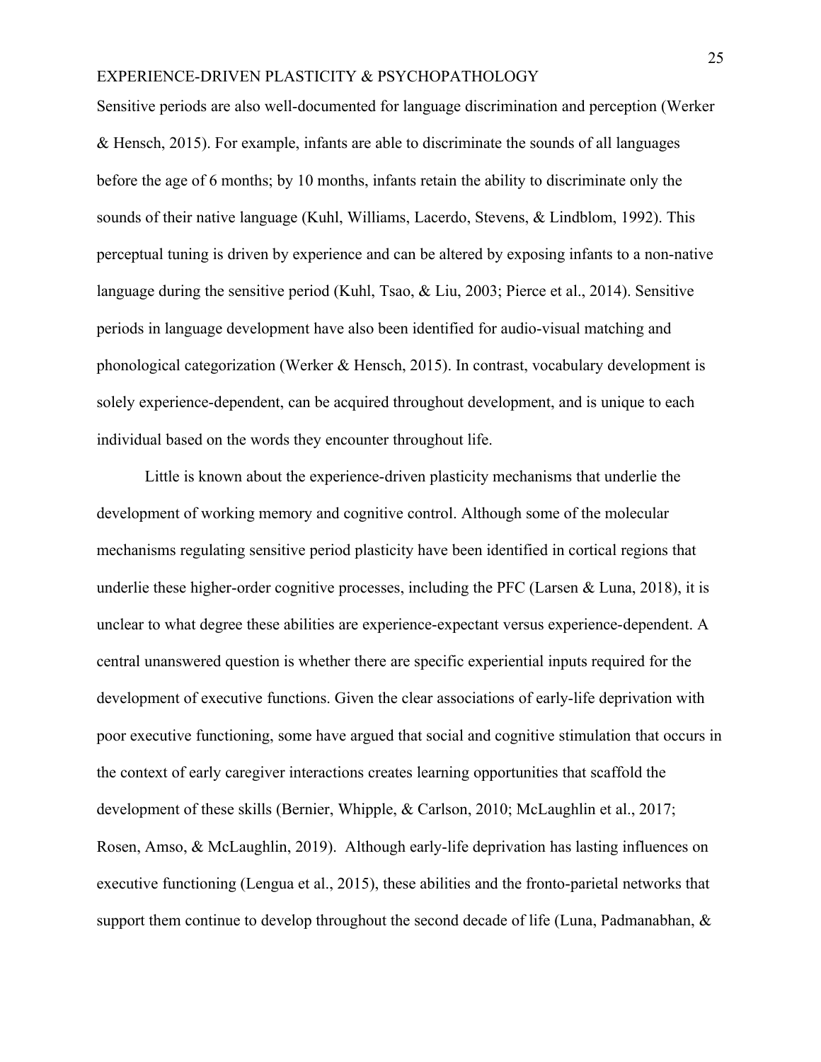Sensitive periods are also well-documented for language discrimination and perception (Werker & Hensch, 2015). For example, infants are able to discriminate the sounds of all languages before the age of 6 months; by 10 months, infants retain the ability to discriminate only the sounds of their native language (Kuhl, Williams, Lacerdo, Stevens, & Lindblom, 1992). This perceptual tuning is driven by experience and can be altered by exposing infants to a non-native language during the sensitive period (Kuhl, Tsao, & Liu, 2003; Pierce et al., 2014). Sensitive periods in language development have also been identified for audio-visual matching and phonological categorization (Werker & Hensch, 2015). In contrast, vocabulary development is solely experience-dependent, can be acquired throughout development, and is unique to each individual based on the words they encounter throughout life.

Little is known about the experience-driven plasticity mechanisms that underlie the development of working memory and cognitive control. Although some of the molecular mechanisms regulating sensitive period plasticity have been identified in cortical regions that underlie these higher-order cognitive processes, including the PFC (Larsen & Luna, 2018), it is unclear to what degree these abilities are experience-expectant versus experience-dependent. A central unanswered question is whether there are specific experiential inputs required for the development of executive functions. Given the clear associations of early-life deprivation with poor executive functioning, some have argued that social and cognitive stimulation that occurs in the context of early caregiver interactions creates learning opportunities that scaffold the development of these skills (Bernier, Whipple, & Carlson, 2010; McLaughlin et al., 2017; Rosen, Amso, & McLaughlin, 2019). Although early-life deprivation has lasting influences on executive functioning (Lengua et al., 2015), these abilities and the fronto-parietal networks that support them continue to develop throughout the second decade of life (Luna, Padmanabhan, &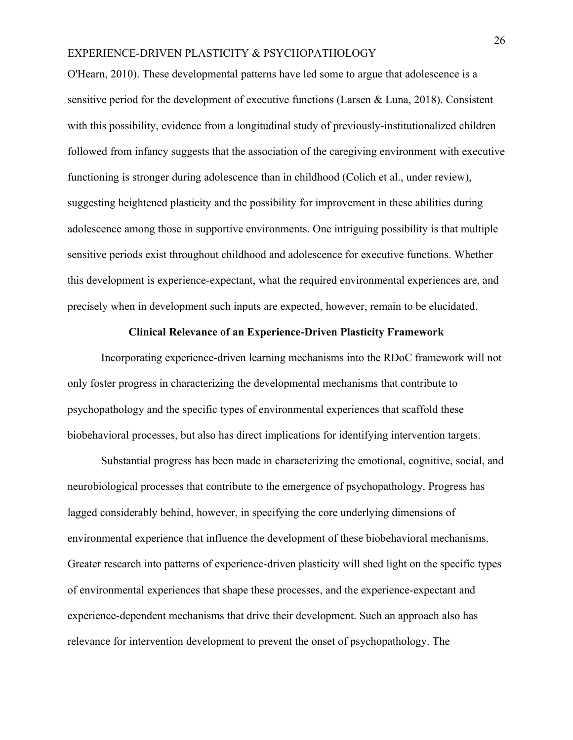O'Hearn, 2010). These developmental patterns have led some to argue that adolescence is a sensitive period for the development of executive functions (Larsen & Luna, 2018). Consistent with this possibility, evidence from a longitudinal study of previously-institutionalized children followed from infancy suggests that the association of the caregiving environment with executive functioning is stronger during adolescence than in childhood (Colich et al., under review), suggesting heightened plasticity and the possibility for improvement in these abilities during adolescence among those in supportive environments. One intriguing possibility is that multiple sensitive periods exist throughout childhood and adolescence for executive functions. Whether this development is experience-expectant, what the required environmental experiences are, and precisely when in development such inputs are expected, however, remain to be elucidated.

## Clinical Relevance of an Experience-Driven Plasticity Framework

Incorporating experience-driven learning mechanisms into the RDoC framework will not only foster progress in characterizing the developmental mechanisms that contribute to psychopathology and the specific types of environmental experiences that scaffold these biobehavioral processes, but also has direct implications for identifying intervention targets.

Substantial progress has been made in characterizing the emotional, cognitive, social, and neurobiological processes that contribute to the emergence of psychopathology. Progress has lagged considerably behind, however, in specifying the core underlying dimensions of environmental experience that influence the development of these biobehavioral mechanisms. Greater research into patterns of experience-driven plasticity will shed light on the specific types of environmental experiences that shape these processes, and the experience-expectant and experience-dependent mechanisms that drive their development. Such an approach also has relevance for intervention development to prevent the onset of psychopathology. The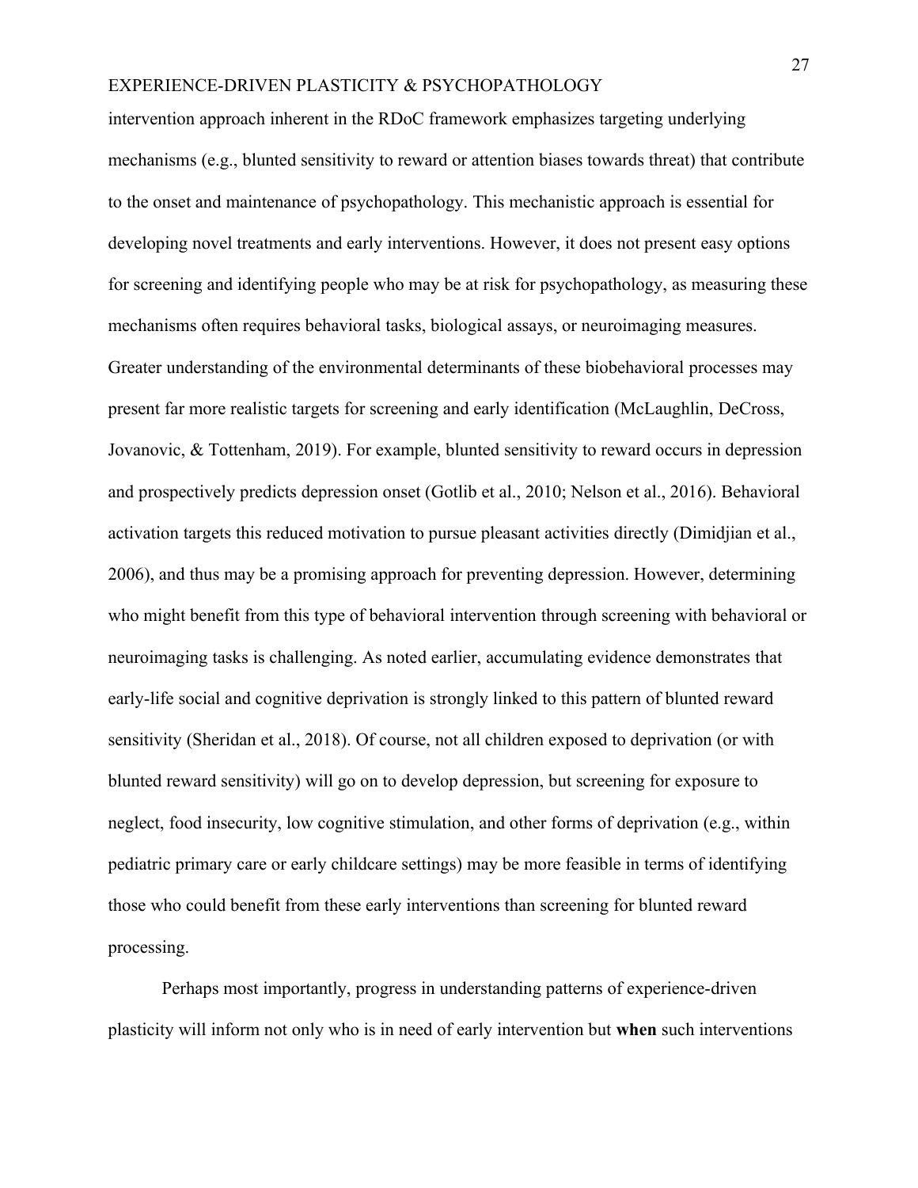intervention approach inherent in the RDoC framework emphasizes targeting underlying mechanisms (e.g., blunted sensitivity to reward or attention biases towards threat) that contribute to the onset and maintenance of psychopathology. This mechanistic approach is essential for developing novel treatments and early interventions. However, it does not present easy options for screening and identifying people who may be at risk for psychopathology, as measuring these mechanisms often requires behavioral tasks, biological assays, or neuroimaging measures. Greater understanding of the environmental determinants of these biobehavioral processes may present far more realistic targets for screening and early identification (McLaughlin, DeCross, Jovanovic, & Tottenham, 2019). For example, blunted sensitivity to reward occurs in depression and prospectively predicts depression onset (Gotlib et al., 2010; Nelson et al., 2016). Behavioral activation targets this reduced motivation to pursue pleasant activities directly (Dimidjian et al., 2006), and thus may be a promising approach for preventing depression. However, determining who might benefit from this type of behavioral intervention through screening with behavioral or neuroimaging tasks is challenging. As noted earlier, accumulating evidence demonstrates that early-life social and cognitive deprivation is strongly linked to this pattern of blunted reward sensitivity (Sheridan et al., 2018). Of course, not all children exposed to deprivation (or with blunted reward sensitivity) will go on to develop depression, but screening for exposure to neglect, food insecurity, low cognitive stimulation, and other forms of deprivation (e.g., within pediatric primary care or early childcare settings) may be more feasible in terms of identifying those who could benefit from these early interventions than screening for blunted reward processing.

Perhaps most importantly, progress in understanding patterns of experience-driven plasticity will inform not only who is in need of early intervention but **when** such interventions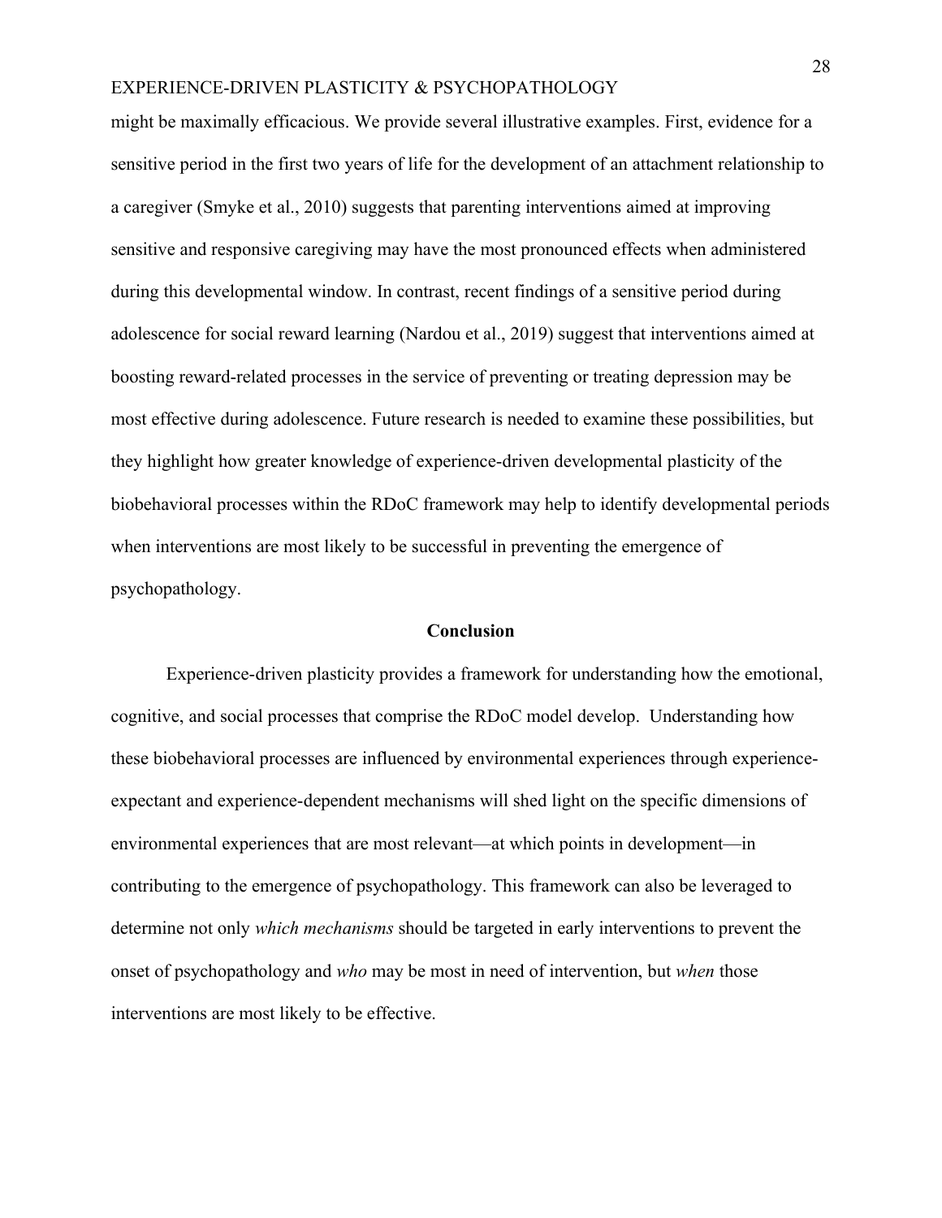might be maximally efficacious. We provide several illustrative examples. First, evidence for a sensitive period in the first two years of life for the development of an attachment relationship to a caregiver (Smyke et al., 2010) suggests that parenting interventions aimed at improving sensitive and responsive caregiving may have the most pronounced effects when administered during this developmental window. In contrast, recent findings of a sensitive period during adolescence for social reward learning (Nardou et al., 2019) suggest that interventions aimed at boosting reward-related processes in the service of preventing or treating depression may be most effective during adolescence. Future research is needed to examine these possibilities, but they highlight how greater knowledge of experience-driven developmental plasticity of the biobehavioral processes within the RDoC framework may help to identify developmental periods when interventions are most likely to be successful in preventing the emergence of psychopathology.

## Conclusion

Experience-driven plasticity provides a framework for understanding how the emotional, cognitive, and social processes that comprise the RDoC model develop. Understanding how these biobehavioral processes are influenced by environmental experiences through experience-expectant and experience-dependent mechanisms will shed light on the specific dimensions of environmental experiences that are most relevant—at which points in development—in contributing to the emergence of psychopathology. This framework can also be leveraged to determine not only *which mechanisms* should be targeted in early interventions to prevent the onset of psychopathology and *who* may be most in need of intervention, but *when* those interventions are most likely to be effective.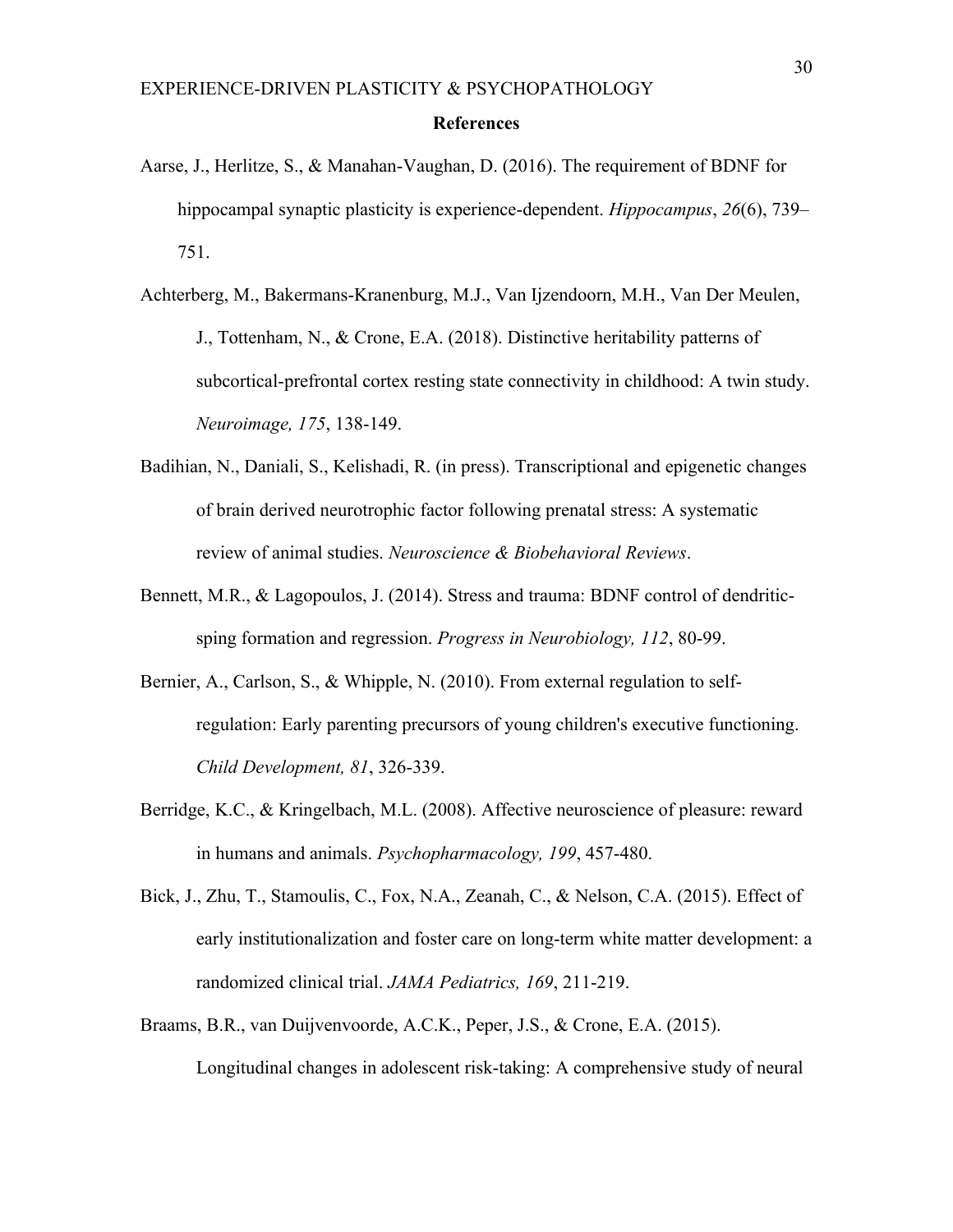## References

Aarse, J., Herlitze, S., & Manahan-Vaughan, D. (2016). The requirement of BDNF for hippocampal synaptic plasticity is experience-dependent. *Hippocampus*, *26*(6), 739–751.

Achterberg, M., Bakermans-Kranenburg, M.J., Van Ijzendoorn, M.H., Van Der Meulen, J., Tottenham, N., & Crone, E.A. (2018). Distinctive heritability patterns of subcortical-prefrontal cortex resting state connectivity in childhood: A twin study. *Neuroimage, 175*, 138-149.

Badihian, N., Daniali, S., Kelishadi, R. (in press). Transcriptional and epigenetic changes of brain derived neurotrophic factor following prenatal stress: A systematic review of animal studies. *Neuroscience & Biobehavioral Reviews*.

Bennett, M.R., & Lagopoulos, J. (2014). Stress and trauma: BDNF control of dendritic-sping formation and regression. *Progress in Neurobiology, 112*, 80-99.

Bernier, A., Carlson, S., & Whipple, N. (2010). From external regulation to self-regulation: Early parenting precursors of young children's executive functioning. *Child Development, 81*, 326-339.

Berridge, K.C., & Kringelbach, M.L. (2008). Affective neuroscience of pleasure: reward in humans and animals. *Psychopharmacology, 199*, 457-480.

Bick, J., Zhu, T., Stamoulis, C., Fox, N.A., Zeanah, C., & Nelson, C.A. (2015). Effect of early institutionalization and foster care on long-term white matter development: a randomized clinical trial. *JAMA Pediatrics, 169*, 211-219.

Braams, B.R., van Duijvenvoorde, A.C.K., Peper, J.S., & Crone, E.A. (2015). Longitudinal changes in adolescent risk-taking: A comprehensive study of neural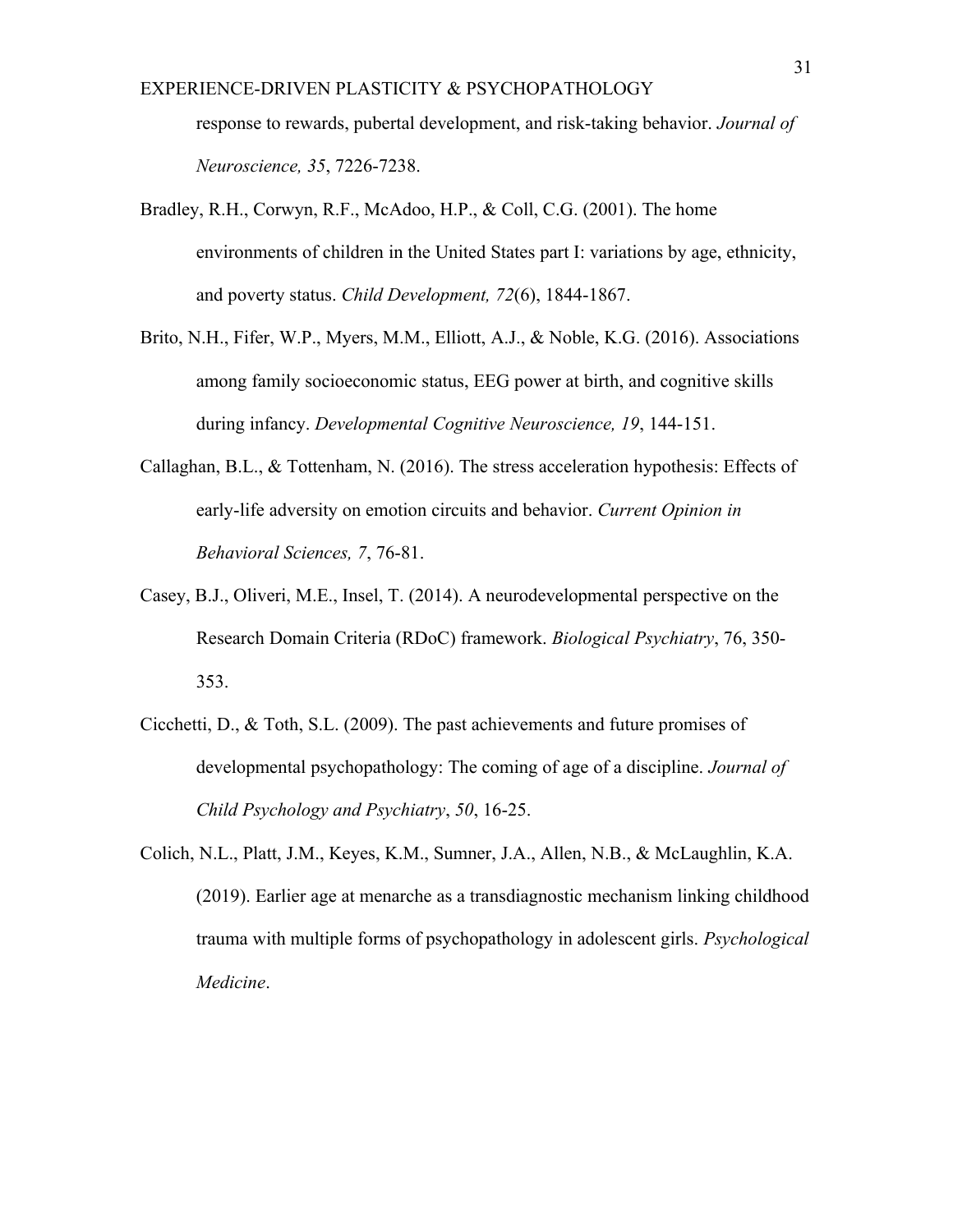response to rewards, pubertal development, and risk-taking behavior. *Journal of Neuroscience, 35*, 7226-7238.

Bradley, R.H., Corwyn, R.F., McAdoo, H.P., & Coll, C.G. (2001). The home environments of children in the United States part I: variations by age, ethnicity, and poverty status. *Child Development, 72*(6), 1844-1867.

Brito, N.H., Fifer, W.P., Myers, M.M., Elliott, A.J., & Noble, K.G. (2016). Associations among family socioeconomic status, EEG power at birth, and cognitive skills during infancy. *Developmental Cognitive Neuroscience, 19*, 144-151.

Callaghan, B.L., & Tottenham, N. (2016). The stress acceleration hypothesis: Effects of early-life adversity on emotion circuits and behavior. *Current Opinion in Behavioral Sciences, 7*, 76-81.

Casey, B.J., Oliveri, M.E., Insel, T. (2014). A neurodevelopmental perspective on the Research Domain Criteria (RDoC) framework. *Biological Psychiatry*, 76, 350-353.

Cicchetti, D., & Toth, S.L. (2009). The past achievements and future promises of developmental psychopathology: The coming of age of a discipline. *Journal of Child Psychology and Psychiatry*, *50*, 16-25.

Colich, N.L., Platt, J.M., Keyes, K.M., Sumner, J.A., Allen, N.B., & McLaughlin, K.A. (2019). Earlier age at menarche as a transdiagnostic mechanism linking childhood trauma with multiple forms of psychopathology in adolescent girls. *Psychological Medicine*.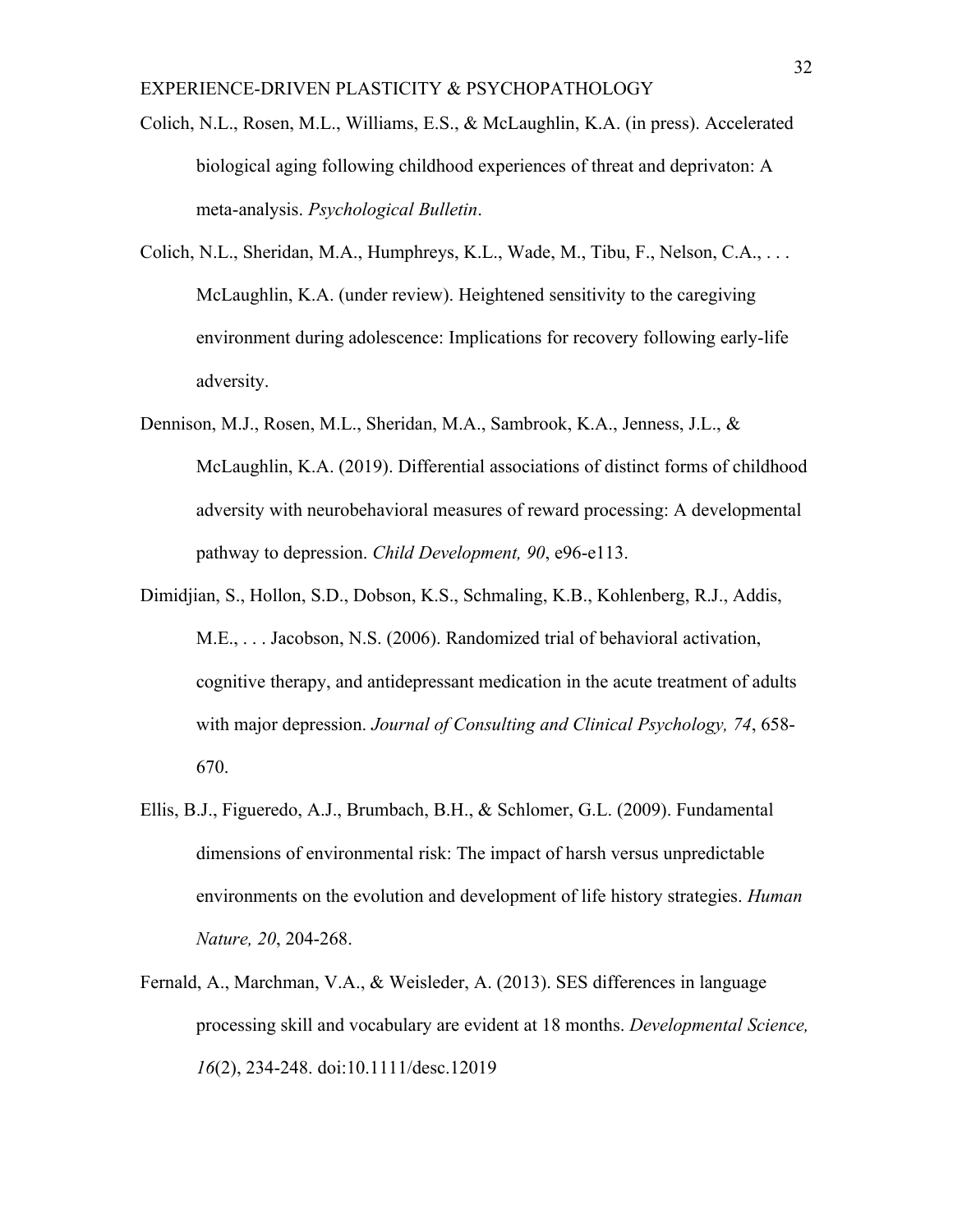Colich, N.L., Rosen, M.L., Williams, E.S., & McLaughlin, K.A. (in press). Accelerated biological aging following childhood experiences of threat and deprivaton: A meta-analysis. *Psychological Bulletin*.

Colich, N.L., Sheridan, M.A., Humphreys, K.L., Wade, M., Tibu, F., Nelson, C.A., . . . McLaughlin, K.A. (under review). Heightened sensitivity to the caregiving environment during adolescence: Implications for recovery following early-life adversity.

Dennison, M.J., Rosen, M.L., Sheridan, M.A., Sambrook, K.A., Jenness, J.L., & McLaughlin, K.A. (2019). Differential associations of distinct forms of childhood adversity with neurobehavioral measures of reward processing: A developmental pathway to depression. *Child Development, 90*, e96-e113.

Dimidjian, S., Hollon, S.D., Dobson, K.S., Schmaling, K.B., Kohlenberg, R.J., Addis, M.E., . . . Jacobson, N.S. (2006). Randomized trial of behavioral activation, cognitive therapy, and antidepressant medication in the acute treatment of adults with major depression. *Journal of Consulting and Clinical Psychology, 74*, 658-670.

Ellis, B.J., Figueredo, A.J., Brumbach, B.H., & Schlomer, G.L. (2009). Fundamental dimensions of environmental risk: The impact of harsh versus unpredictable environments on the evolution and development of life history strategies. *Human Nature, 20*, 204-268.

Fernald, A., Marchman, V.A., & Weisleder, A. (2013). SES differences in language processing skill and vocabulary are evident at 18 months. *Developmental Science, 16*(2), 234-248. doi:10.1111/desc.12019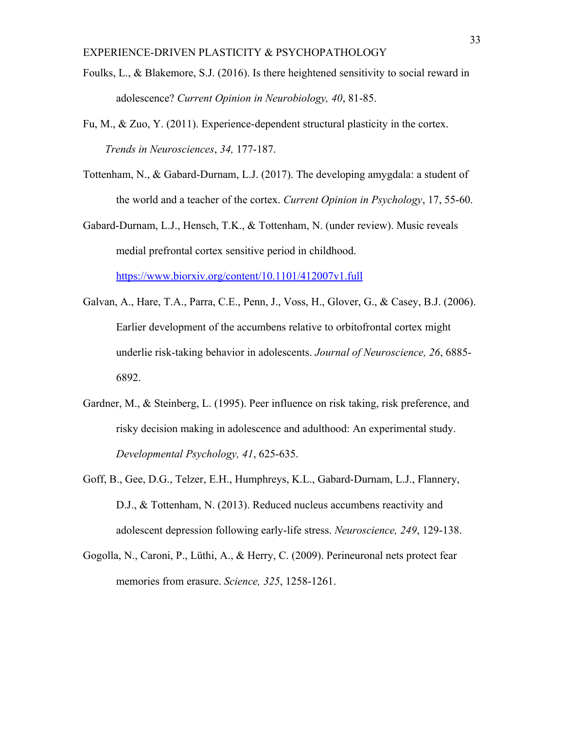Foulks, L., & Blakemore, S.J. (2016). Is there heightened sensitivity to social reward in adolescence? *Current Opinion in Neurobiology, 40*, 81-85.

Fu, M., & Zuo, Y. (2011). Experience-dependent structural plasticity in the cortex. *Trends in Neurosciences*, *34,* 177-187.

Tottenham, N., & Gabard-Durnam, L.J. (2017). The developing amygdala: a student of the world and a teacher of the cortex. *Current Opinion in Psychology*, 17, 55-60.

Gabard-Durnam, L.J., Hensch, T.K., & Tottenham, N. (under review). Music reveals medial prefrontal cortex sensitive period in childhood. https://www.biorxiv.org/content/10.1101/412007v1.full

Galvan, A., Hare, T.A., Parra, C.E., Penn, J., Voss, H., Glover, G., & Casey, B.J. (2006). Earlier development of the accumbens relative to orbitofrontal cortex might underlie risk-taking behavior in adolescents. *Journal of Neuroscience, 26*, 6885-6892.

Gardner, M., & Steinberg, L. (1995). Peer influence on risk taking, risk preference, and risky decision making in adolescence and adulthood: An experimental study. *Developmental Psychology, 41*, 625-635.

Goff, B., Gee, D.G., Telzer, E.H., Humphreys, K.L., Gabard-Durnam, L.J., Flannery, D.J., & Tottenham, N. (2013). Reduced nucleus accumbens reactivity and adolescent depression following early-life stress. *Neuroscience, 249*, 129-138.

Gogolla, N., Caroni, P., Lüthi, A., & Herry, C. (2009). Perineuronal nets protect fear memories from erasure. *Science, 325*, 1258-1261.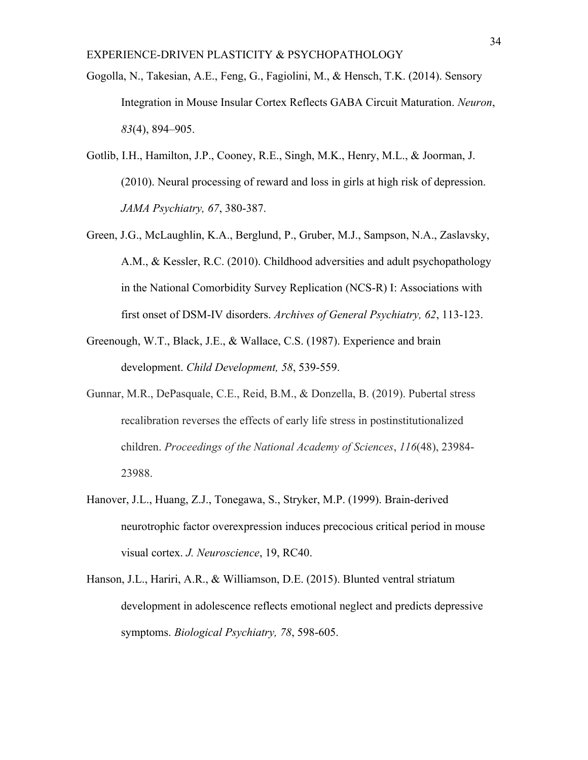Gogolla, N., Takesian, A.E., Feng, G., Fagiolini, M., & Hensch, T.K. (2014). Sensory Integration in Mouse Insular Cortex Reflects GABA Circuit Maturation. *Neuron*, *83*(4), 894–905.

Gotlib, I.H., Hamilton, J.P., Cooney, R.E., Singh, M.K., Henry, M.L., & Joorman, J. (2010). Neural processing of reward and loss in girls at high risk of depression. *JAMA Psychiatry, 67*, 380-387.

Green, J.G., McLaughlin, K.A., Berglund, P., Gruber, M.J., Sampson, N.A., Zaslavsky, A.M., & Kessler, R.C. (2010). Childhood adversities and adult psychopathology in the National Comorbidity Survey Replication (NCS-R) I: Associations with first onset of DSM-IV disorders. *Archives of General Psychiatry, 62*, 113-123.

Greenough, W.T., Black, J.E., & Wallace, C.S. (1987). Experience and brain development. *Child Development, 58*, 539-559.

Gunnar, M.R., DePasquale, C.E., Reid, B.M., & Donzella, B. (2019). Pubertal stress recalibration reverses the effects of early life stress in postinstitutionalized children. *Proceedings of the National Academy of Sciences*, *116*(48), 23984-23988.

Hanover, J.L., Huang, Z.J., Tonegawa, S., Stryker, M.P. (1999). Brain-derived neurotrophic factor overexpression induces precocious critical period in mouse visual cortex. *J. Neuroscience*, 19, RC40.

Hanson, J.L., Hariri, A.R., & Williamson, D.E. (2015). Blunted ventral striatum development in adolescence reflects emotional neglect and predicts depressive symptoms. *Biological Psychiatry, 78*, 598-605.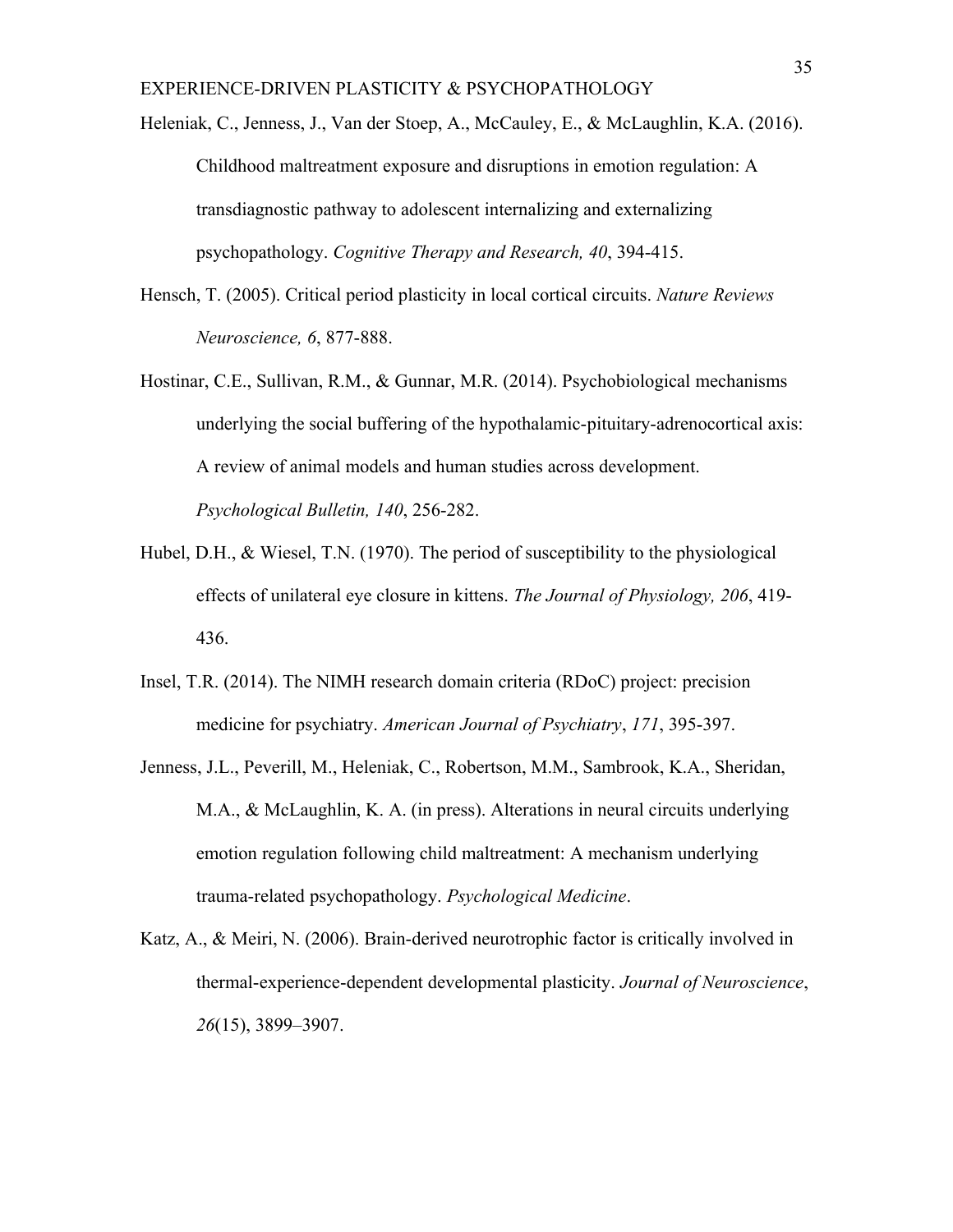Heleniak, C., Jenness, J., Van der Stoep, A., McCauley, E., & McLaughlin, K.A. (2016). Childhood maltreatment exposure and disruptions in emotion regulation: A transdiagnostic pathway to adolescent internalizing and externalizing psychopathology. *Cognitive Therapy and Research, 40*, 394-415.

Hensch, T. (2005). Critical period plasticity in local cortical circuits. *Nature Reviews Neuroscience, 6*, 877-888.

Hostinar, C.E., Sullivan, R.M., & Gunnar, M.R. (2014). Psychobiological mechanisms underlying the social buffering of the hypothalamic-pituitary-adrenocortical axis: A review of animal models and human studies across development. *Psychological Bulletin, 140*, 256-282.

Hubel, D.H., & Wiesel, T.N. (1970). The period of susceptibility to the physiological effects of unilateral eye closure in kittens. *The Journal of Physiology, 206*, 419-436.

Insel, T.R. (2014). The NIMH research domain criteria (RDoC) project: precision medicine for psychiatry. *American Journal of Psychiatry*, *171*, 395-397.

Jenness, J.L., Peverill, M., Heleniak, C., Robertson, M.M., Sambrook, K.A., Sheridan, M.A., & McLaughlin, K. A. (in press). Alterations in neural circuits underlying emotion regulation following child maltreatment: A mechanism underlying trauma-related psychopathology. *Psychological Medicine*.

Katz, A., & Meiri, N. (2006). Brain-derived neurotrophic factor is critically involved in thermal-experience-dependent developmental plasticity. *Journal of Neuroscience*, *26*(15), 3899–3907.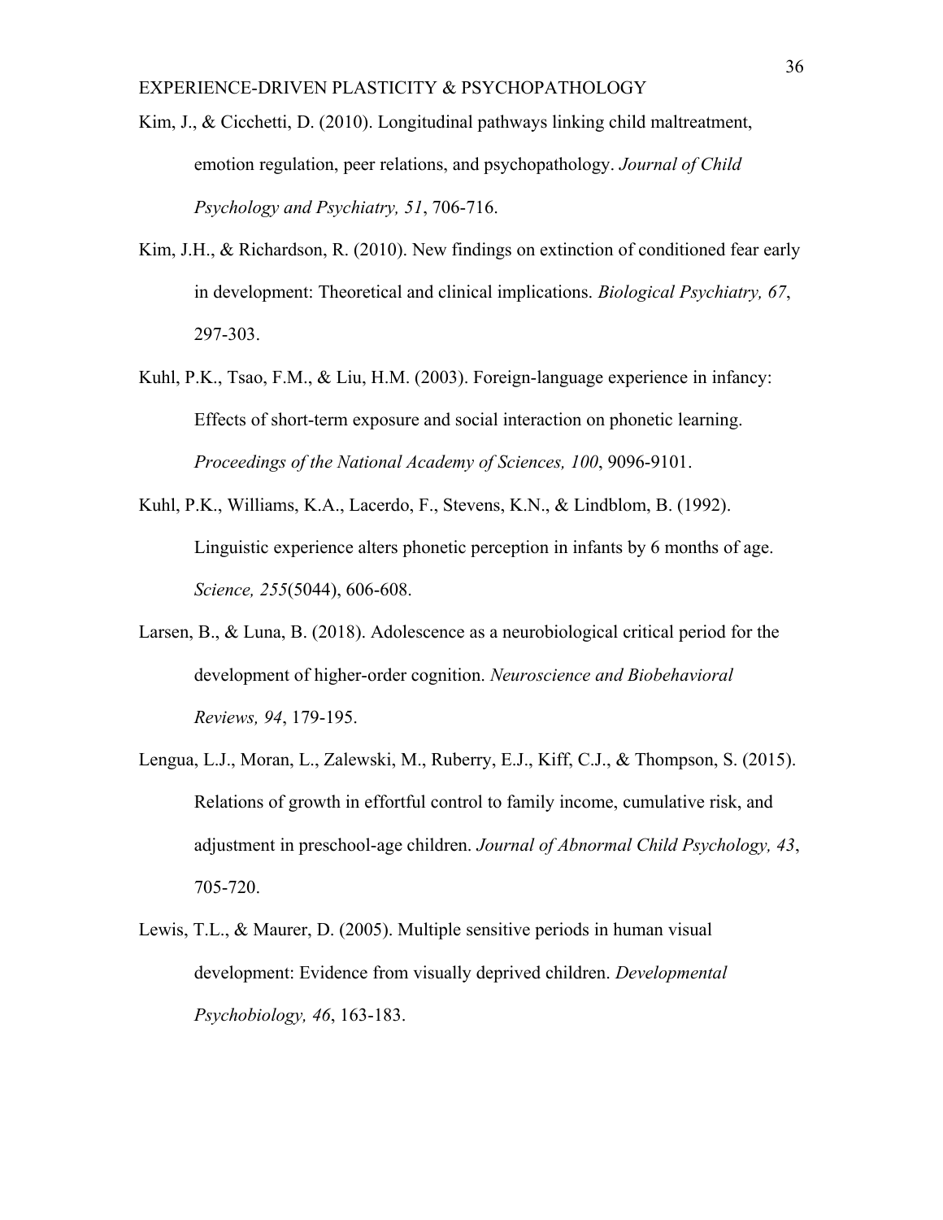Kim, J., & Cicchetti, D. (2010). Longitudinal pathways linking child maltreatment, emotion regulation, peer relations, and psychopathology. *Journal of Child Psychology and Psychiatry, 51*, 706-716.

Kim, J.H., & Richardson, R. (2010). New findings on extinction of conditioned fear early in development: Theoretical and clinical implications. *Biological Psychiatry, 67*, 297-303.

Kuhl, P.K., Tsao, F.M., & Liu, H.M. (2003). Foreign-language experience in infancy: Effects of short-term exposure and social interaction on phonetic learning. *Proceedings of the National Academy of Sciences, 100*, 9096-9101.

Kuhl, P.K., Williams, K.A., Lacerdo, F., Stevens, K.N., & Lindblom, B. (1992). Linguistic experience alters phonetic perception in infants by 6 months of age. *Science, 255*(5044), 606-608.

Larsen, B., & Luna, B. (2018). Adolescence as a neurobiological critical period for the development of higher-order cognition. *Neuroscience and Biobehavioral Reviews, 94*, 179-195.

Lengua, L.J., Moran, L., Zalewski, M., Ruberry, E.J., Kiff, C.J., & Thompson, S. (2015). Relations of growth in effortful control to family income, cumulative risk, and adjustment in preschool-age children. *Journal of Abnormal Child Psychology, 43*, 705-720.

Lewis, T.L., & Maurer, D. (2005). Multiple sensitive periods in human visual development: Evidence from visually deprived children. *Developmental Psychobiology, 46*, 163-183.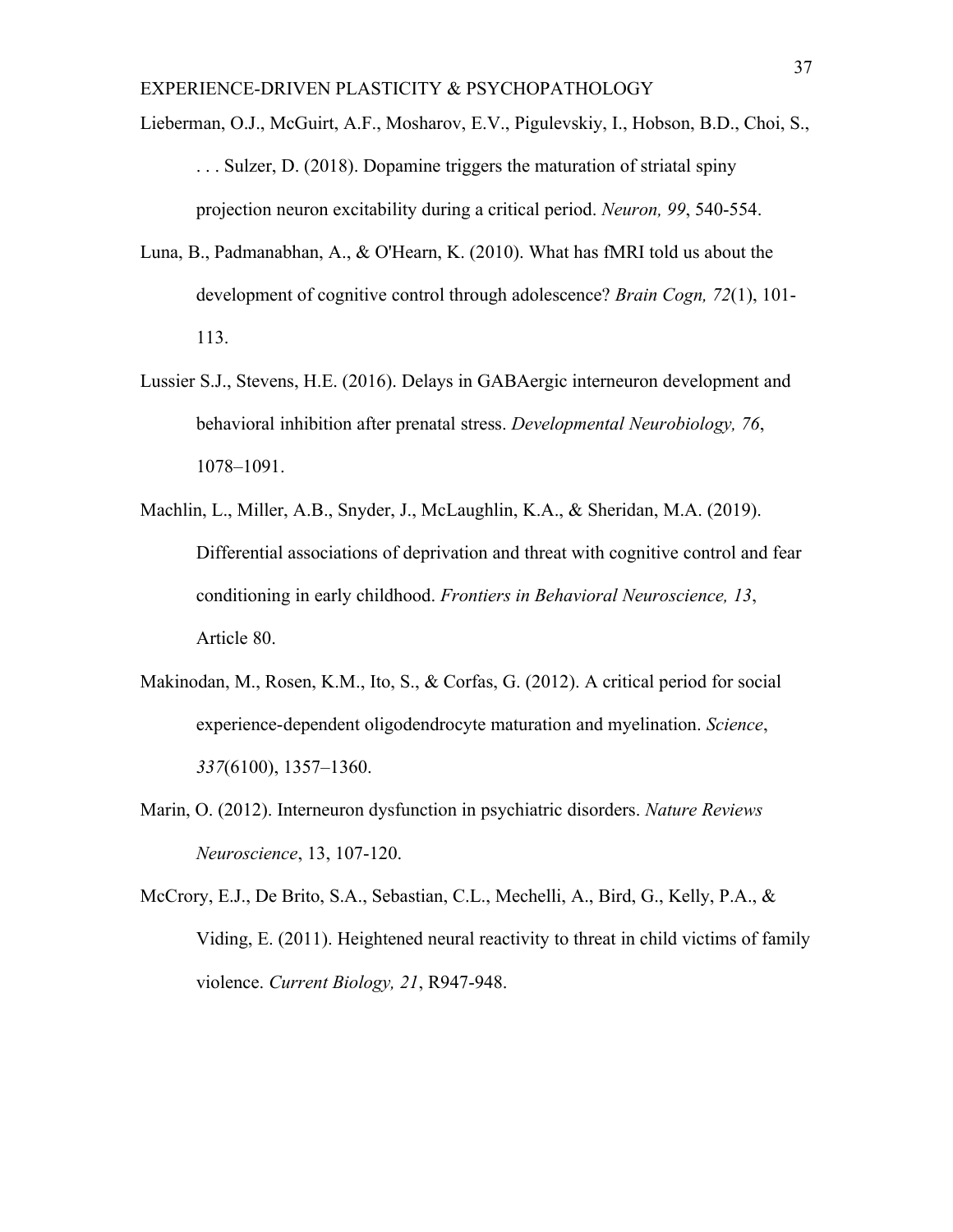Lieberman, O.J., McGuirt, A.F., Mosharov, E.V., Pigulevskiy, I., Hobson, B.D., Choi, S., . . . Sulzer, D. (2018). Dopamine triggers the maturation of striatal spiny projection neuron excitability during a critical period. *Neuron, 99*, 540-554.

Luna, B., Padmanabhan, A., & O'Hearn, K. (2010). What has fMRI told us about the development of cognitive control through adolescence? *Brain Cogn, 72*(1), 101-113.

Lussier S.J., Stevens, H.E. (2016). Delays in GABAergic interneuron development and behavioral inhibition after prenatal stress. *Developmental Neurobiology, 76*, 1078–1091.

Machlin, L., Miller, A.B., Snyder, J., McLaughlin, K.A., & Sheridan, M.A. (2019). Differential associations of deprivation and threat with cognitive control and fear conditioning in early childhood. *Frontiers in Behavioral Neuroscience, 13*, Article 80.

Makinodan, M., Rosen, K.M., Ito, S., & Corfas, G. (2012). A critical period for social experience-dependent oligodendrocyte maturation and myelination. *Science*, *337*(6100), 1357–1360.

Marin, O. (2012). Interneuron dysfunction in psychiatric disorders. *Nature Reviews Neuroscience*, 13, 107-120.

McCrory, E.J., De Brito, S.A., Sebastian, C.L., Mechelli, A., Bird, G., Kelly, P.A., & Viding, E. (2011). Heightened neural reactivity to threat in child victims of family violence. *Current Biology, 21*, R947-948.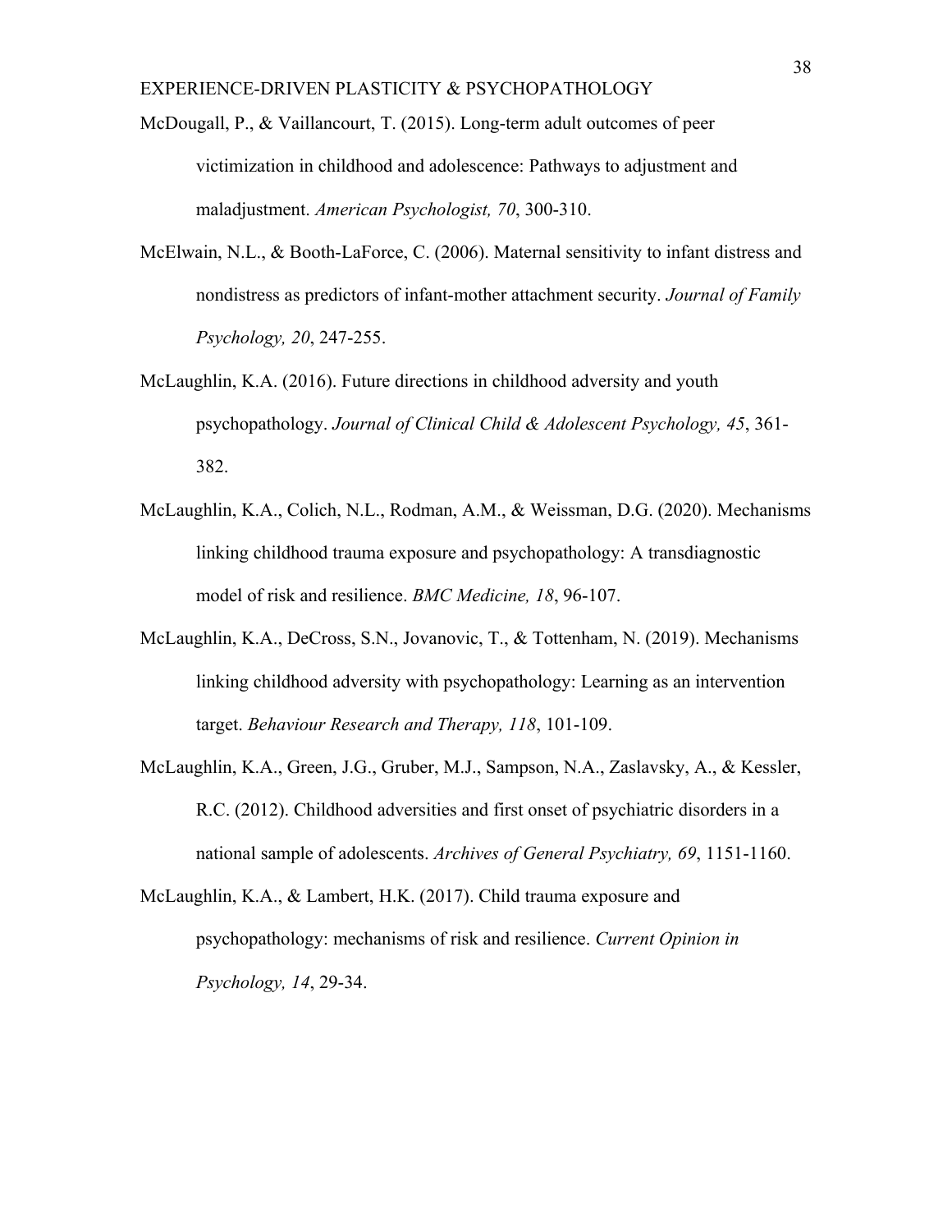McDougall, P., & Vaillancourt, T. (2015). Long-term adult outcomes of peer victimization in childhood and adolescence: Pathways to adjustment and maladjustment. *American Psychologist, 70*, 300-310.

McElwain, N.L., & Booth-LaForce, C. (2006). Maternal sensitivity to infant distress and nondistress as predictors of infant-mother attachment security. *Journal of Family Psychology, 20*, 247-255.

McLaughlin, K.A. (2016). Future directions in childhood adversity and youth psychopathology. *Journal of Clinical Child & Adolescent Psychology, 45*, 361-382.

McLaughlin, K.A., Colich, N.L., Rodman, A.M., & Weissman, D.G. (2020). Mechanisms linking childhood trauma exposure and psychopathology: A transdiagnostic model of risk and resilience. *BMC Medicine, 18*, 96-107.

McLaughlin, K.A., DeCross, S.N., Jovanovic, T., & Tottenham, N. (2019). Mechanisms linking childhood adversity with psychopathology: Learning as an intervention target. *Behaviour Research and Therapy, 118*, 101-109.

McLaughlin, K.A., Green, J.G., Gruber, M.J., Sampson, N.A., Zaslavsky, A., & Kessler, R.C. (2012). Childhood adversities and first onset of psychiatric disorders in a national sample of adolescents. *Archives of General Psychiatry, 69*, 1151-1160.

McLaughlin, K.A., & Lambert, H.K. (2017). Child trauma exposure and psychopathology: mechanisms of risk and resilience. *Current Opinion in Psychology, 14*, 29-34.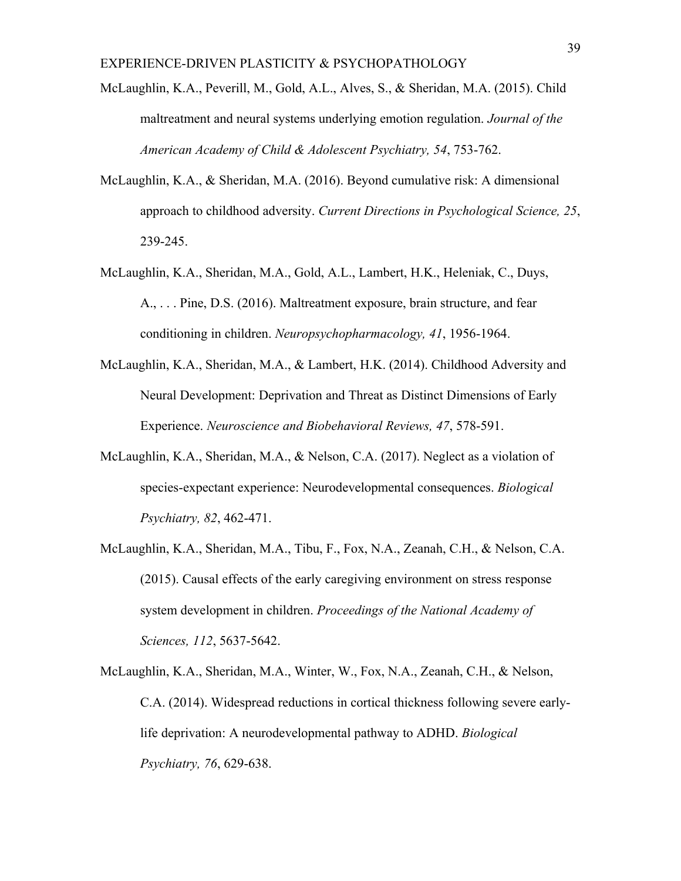McLaughlin, K.A., Peverill, M., Gold, A.L., Alves, S., & Sheridan, M.A. (2015). Child maltreatment and neural systems underlying emotion regulation. *Journal of the American Academy of Child & Adolescent Psychiatry, 54*, 753-762.

McLaughlin, K.A., & Sheridan, M.A. (2016). Beyond cumulative risk: A dimensional approach to childhood adversity. *Current Directions in Psychological Science, 25*, 239-245.

McLaughlin, K.A., Sheridan, M.A., Gold, A.L., Lambert, H.K., Heleniak, C., Duys, A., . . . Pine, D.S. (2016). Maltreatment exposure, brain structure, and fear conditioning in children. *Neuropsychopharmacology, 41*, 1956-1964.

McLaughlin, K.A., Sheridan, M.A., & Lambert, H.K. (2014). Childhood Adversity and Neural Development: Deprivation and Threat as Distinct Dimensions of Early Experience. *Neuroscience and Biobehavioral Reviews, 47*, 578-591.

McLaughlin, K.A., Sheridan, M.A., & Nelson, C.A. (2017). Neglect as a violation of species-expectant experience: Neurodevelopmental consequences. *Biological Psychiatry, 82*, 462-471.

McLaughlin, K.A., Sheridan, M.A., Tibu, F., Fox, N.A., Zeanah, C.H., & Nelson, C.A. (2015). Causal effects of the early caregiving environment on stress response system development in children. *Proceedings of the National Academy of Sciences, 112*, 5637-5642.

McLaughlin, K.A., Sheridan, M.A., Winter, W., Fox, N.A., Zeanah, C.H., & Nelson, C.A. (2014). Widespread reductions in cortical thickness following severe early-life deprivation: A neurodevelopmental pathway to ADHD. *Biological Psychiatry, 76*, 629-638.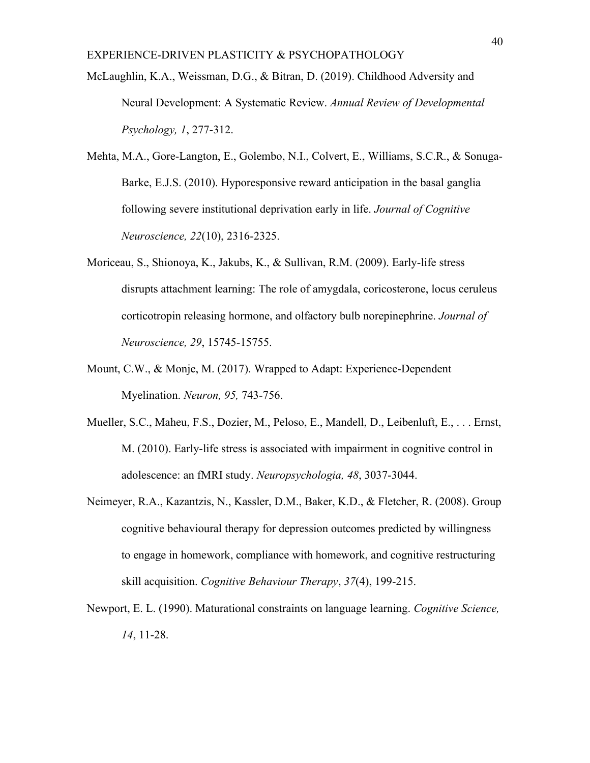McLaughlin, K.A., Weissman, D.G., & Bitran, D. (2019). Childhood Adversity and Neural Development: A Systematic Review. *Annual Review of Developmental Psychology, 1*, 277-312.

Mehta, M.A., Gore-Langton, E., Golembo, N.I., Colvert, E., Williams, S.C.R., & Sonuga-Barke, E.J.S. (2010). Hyporesponsive reward anticipation in the basal ganglia following severe institutional deprivation early in life. *Journal of Cognitive Neuroscience, 22*(10), 2316-2325.

Moriceau, S., Shionoya, K., Jakubs, K., & Sullivan, R.M. (2009). Early-life stress disrupts attachment learning: The role of amygdala, coricosterone, locus ceruleus corticotropin releasing hormone, and olfactory bulb norepinephrine. *Journal of Neuroscience, 29*, 15745-15755.

Mount, C.W., & Monje, M. (2017). Wrapped to Adapt: Experience-Dependent Myelination. *Neuron, 95,* 743-756.

Mueller, S.C., Maheu, F.S., Dozier, M., Peloso, E., Mandell, D., Leibenluft, E., . . . Ernst, M. (2010). Early-life stress is associated with impairment in cognitive control in adolescence: an fMRI study. *Neuropsychologia, 48*, 3037-3044.

Neimeyer, R.A., Kazantzis, N., Kassler, D.M., Baker, K.D., & Fletcher, R. (2008). Group cognitive behavioural therapy for depression outcomes predicted by willingness to engage in homework, compliance with homework, and cognitive restructuring skill acquisition. *Cognitive Behaviour Therapy*, *37*(4), 199-215.

Newport, E. L. (1990). Maturational constraints on language learning. *Cognitive Science, 14*, 11-28.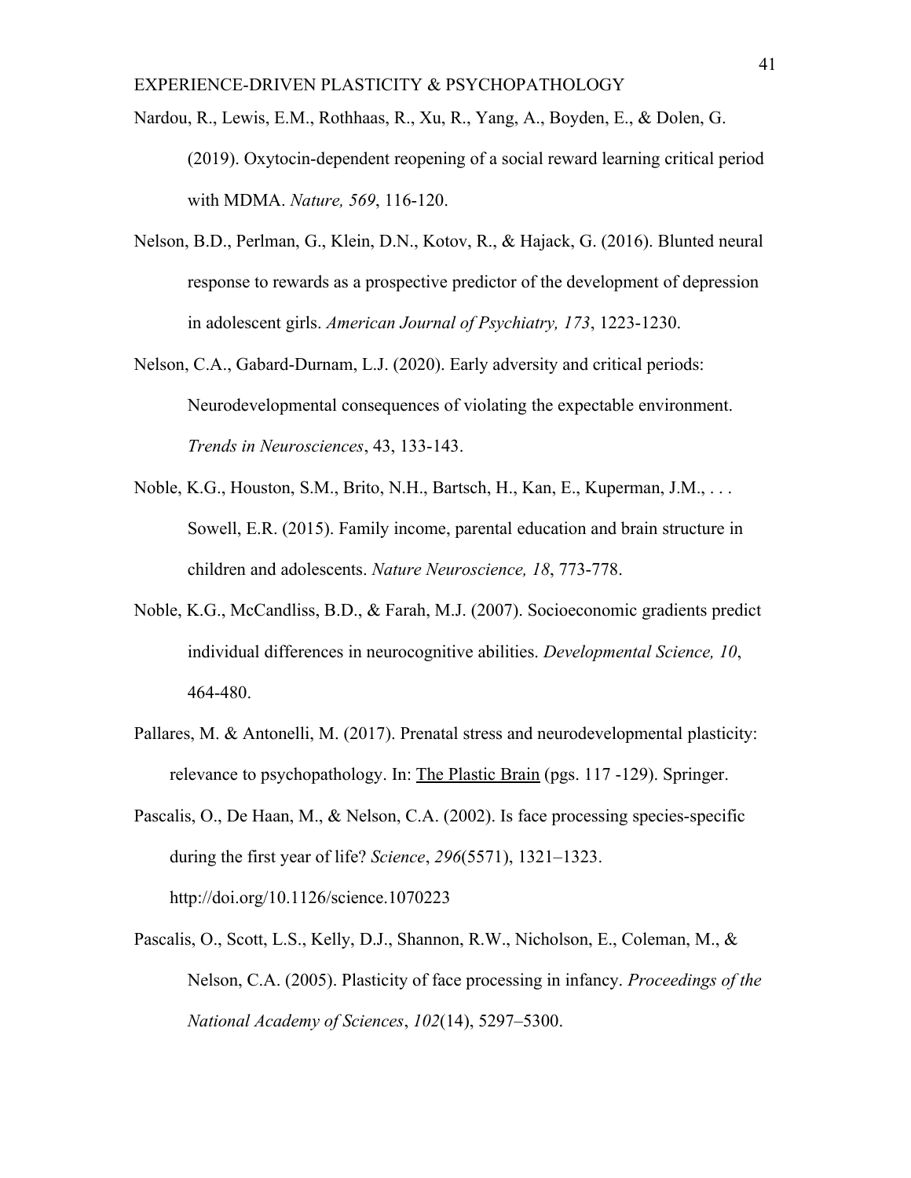Nardou, R., Lewis, E.M., Rothhaas, R., Xu, R., Yang, A., Boyden, E., & Dolen, G. (2019). Oxytocin-dependent reopening of a social reward learning critical period with MDMA. *Nature, 569*, 116-120.

Nelson, B.D., Perlman, G., Klein, D.N., Kotov, R., & Hajack, G. (2016). Blunted neural response to rewards as a prospective predictor of the development of depression in adolescent girls. *American Journal of Psychiatry, 173*, 1223-1230.

Nelson, C.A., Gabard-Durnam, L.J. (2020). Early adversity and critical periods: Neurodevelopmental consequences of violating the expectable environment. *Trends in Neurosciences*, 43, 133-143.

Noble, K.G., Houston, S.M., Brito, N.H., Bartsch, H., Kan, E., Kuperman, J.M., . . . Sowell, E.R. (2015). Family income, parental education and brain structure in children and adolescents. *Nature Neuroscience, 18*, 773-778.

Noble, K.G., McCandliss, B.D., & Farah, M.J. (2007). Socioeconomic gradients predict individual differences in neurocognitive abilities. *Developmental Science, 10*, 464-480.

Pallares, M. & Antonelli, M. (2017). Prenatal stress and neurodevelopmental plasticity: relevance to psychopathology. In: The Plastic Brain (pgs. 117 -129). Springer.

Pascalis, O., De Haan, M., & Nelson, C.A. (2002). Is face processing species-specific during the first year of life? *Science*, *296*(5571), 1321–1323. http://doi.org/10.1126/science.1070223

Pascalis, O., Scott, L.S., Kelly, D.J., Shannon, R.W., Nicholson, E., Coleman, M., & Nelson, C.A. (2005). Plasticity of face processing in infancy. *Proceedings of the National Academy of Sciences*, *102*(14), 5297–5300.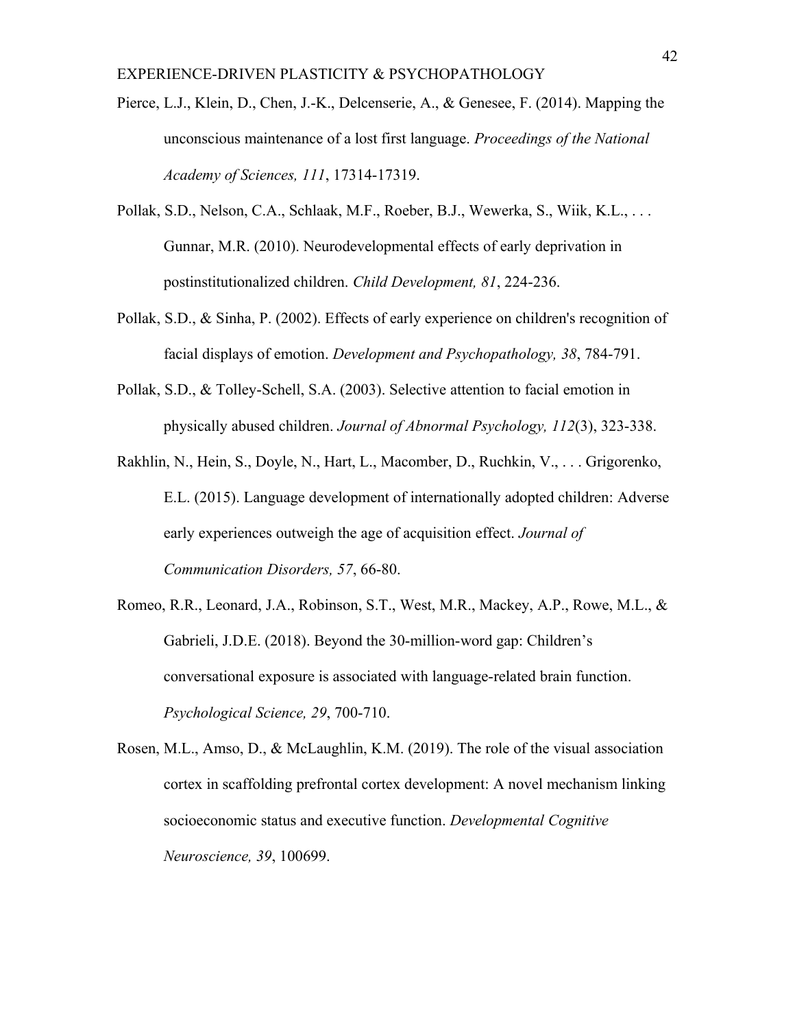Pierce, L.J., Klein, D., Chen, J.-K., Delcenserie, A., & Genesee, F. (2014). Mapping the unconscious maintenance of a lost first language. *Proceedings of the National Academy of Sciences, 111*, 17314-17319.

Pollak, S.D., Nelson, C.A., Schlaak, M.F., Roeber, B.J., Wewerka, S., Wiik, K.L., . . . Gunnar, M.R. (2010). Neurodevelopmental effects of early deprivation in postinstitutionalized children. *Child Development, 81*, 224-236.

Pollak, S.D., & Sinha, P. (2002). Effects of early experience on children's recognition of facial displays of emotion. *Development and Psychopathology, 38*, 784-791.

Pollak, S.D., & Tolley-Schell, S.A. (2003). Selective attention to facial emotion in physically abused children. *Journal of Abnormal Psychology, 112*(3), 323-338.

Rakhlin, N., Hein, S., Doyle, N., Hart, L., Macomber, D., Ruchkin, V., . . . Grigorenko, E.L. (2015). Language development of internationally adopted children: Adverse early experiences outweigh the age of acquisition effect. *Journal of Communication Disorders, 57*, 66-80.

Romeo, R.R., Leonard, J.A., Robinson, S.T., West, M.R., Mackey, A.P., Rowe, M.L., & Gabrieli, J.D.E. (2018). Beyond the 30-million-word gap: Children's conversational exposure is associated with language-related brain function. *Psychological Science, 29*, 700-710.

Rosen, M.L., Amso, D., & McLaughlin, K.M. (2019). The role of the visual association cortex in scaffolding prefrontal cortex development: A novel mechanism linking socioeconomic status and executive function. *Developmental Cognitive Neuroscience, 39*, 100699.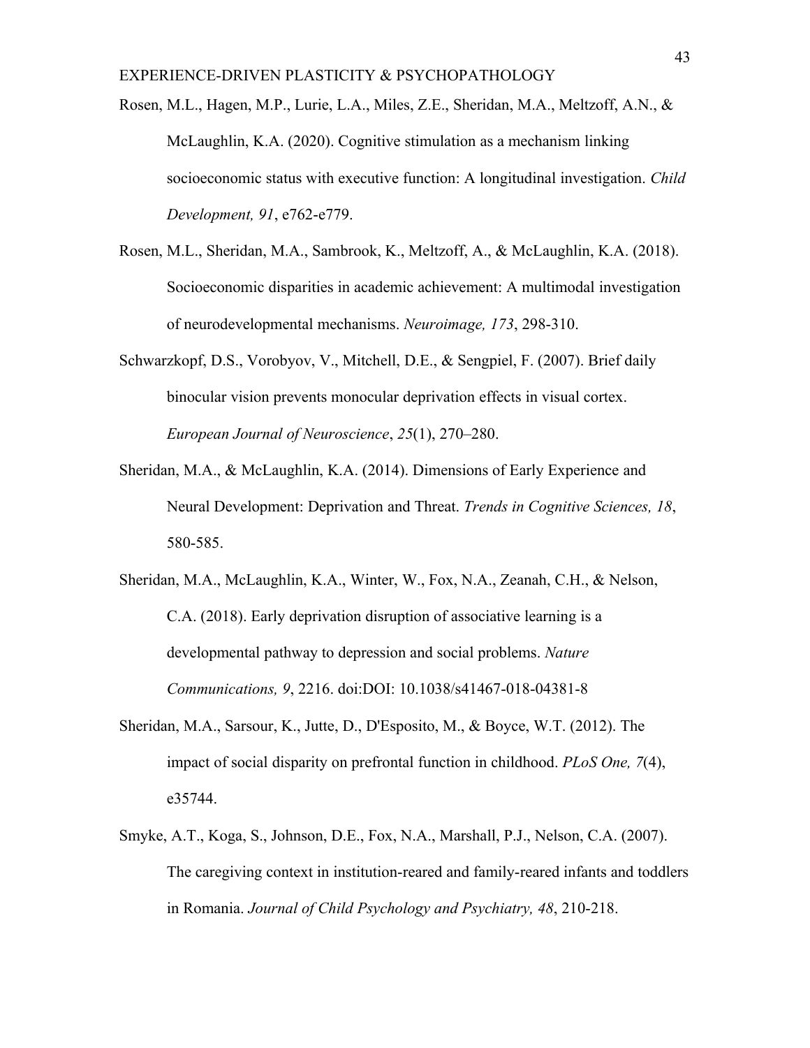Rosen, M.L., Hagen, M.P., Lurie, L.A., Miles, Z.E., Sheridan, M.A., Meltzoff, A.N., & McLaughlin, K.A. (2020). Cognitive stimulation as a mechanism linking socioeconomic status with executive function: A longitudinal investigation. *Child Development, 91*, e762-e779.

Rosen, M.L., Sheridan, M.A., Sambrook, K., Meltzoff, A., & McLaughlin, K.A. (2018). Socioeconomic disparities in academic achievement: A multimodal investigation of neurodevelopmental mechanisms. *Neuroimage, 173*, 298-310.

Schwarzkopf, D.S., Vorobyov, V., Mitchell, D.E., & Sengpiel, F. (2007). Brief daily binocular vision prevents monocular deprivation effects in visual cortex. *European Journal of Neuroscience*, *25*(1), 270–280.

Sheridan, M.A., & McLaughlin, K.A. (2014). Dimensions of Early Experience and Neural Development: Deprivation and Threat. *Trends in Cognitive Sciences, 18*, 580-585.

Sheridan, M.A., McLaughlin, K.A., Winter, W., Fox, N.A., Zeanah, C.H., & Nelson, C.A. (2018). Early deprivation disruption of associative learning is a developmental pathway to depression and social problems. *Nature Communications, 9*, 2216. doi:DOI: 10.1038/s41467-018-04381-8

Sheridan, M.A., Sarsour, K., Jutte, D., D'Esposito, M., & Boyce, W.T. (2012). The impact of social disparity on prefrontal function in childhood. *PLoS One, 7*(4), e35744.

Smyke, A.T., Koga, S., Johnson, D.E., Fox, N.A., Marshall, P.J., Nelson, C.A. (2007). The caregiving context in institution-reared and family-reared infants and toddlers in Romania. *Journal of Child Psychology and Psychiatry, 48*, 210-218.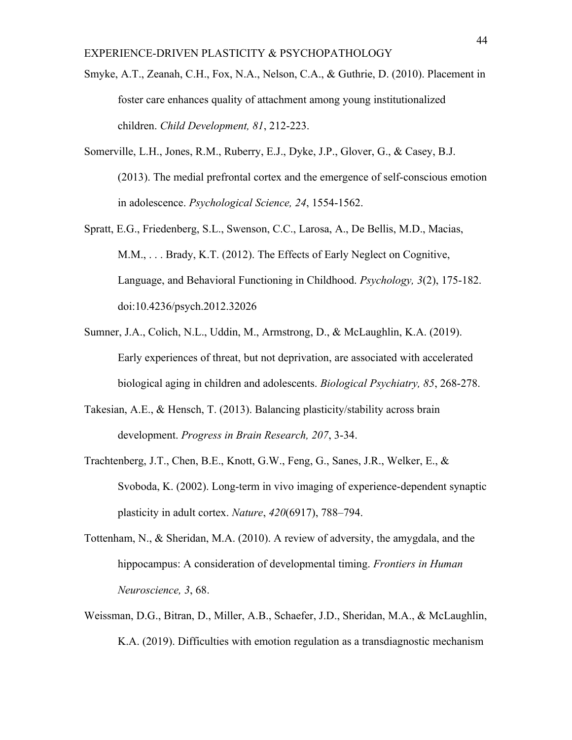Smyke, A.T., Zeanah, C.H., Fox, N.A., Nelson, C.A., & Guthrie, D. (2010). Placement in foster care enhances quality of attachment among young institutionalized children. *Child Development, 81*, 212-223.

Somerville, L.H., Jones, R.M., Ruberry, E.J., Dyke, J.P., Glover, G., & Casey, B.J. (2013). The medial prefrontal cortex and the emergence of self-conscious emotion in adolescence. *Psychological Science, 24*, 1554-1562.

Spratt, E.G., Friedenberg, S.L., Swenson, C.C., Larosa, A., De Bellis, M.D., Macias, M.M., . . . Brady, K.T. (2012). The Effects of Early Neglect on Cognitive, Language, and Behavioral Functioning in Childhood. *Psychology, 3*(2), 175-182. doi:10.4236/psych.2012.32026

Sumner, J.A., Colich, N.L., Uddin, M., Armstrong, D., & McLaughlin, K.A. (2019). Early experiences of threat, but not deprivation, are associated with accelerated biological aging in children and adolescents. *Biological Psychiatry, 85*, 268-278.

Takesian, A.E., & Hensch, T. (2013). Balancing plasticity/stability across brain development. *Progress in Brain Research, 207*, 3-34.

Trachtenberg, J.T., Chen, B.E., Knott, G.W., Feng, G., Sanes, J.R., Welker, E., & Svoboda, K. (2002). Long-term in vivo imaging of experience-dependent synaptic plasticity in adult cortex. *Nature*, *420*(6917), 788–794.

Tottenham, N., & Sheridan, M.A. (2010). A review of adversity, the amygdala, and the hippocampus: A consideration of developmental timing. *Frontiers in Human Neuroscience, 3*, 68.

Weissman, D.G., Bitran, D., Miller, A.B., Schaefer, J.D., Sheridan, M.A., & McLaughlin, K.A. (2019). Difficulties with emotion regulation as a transdiagnostic mechanism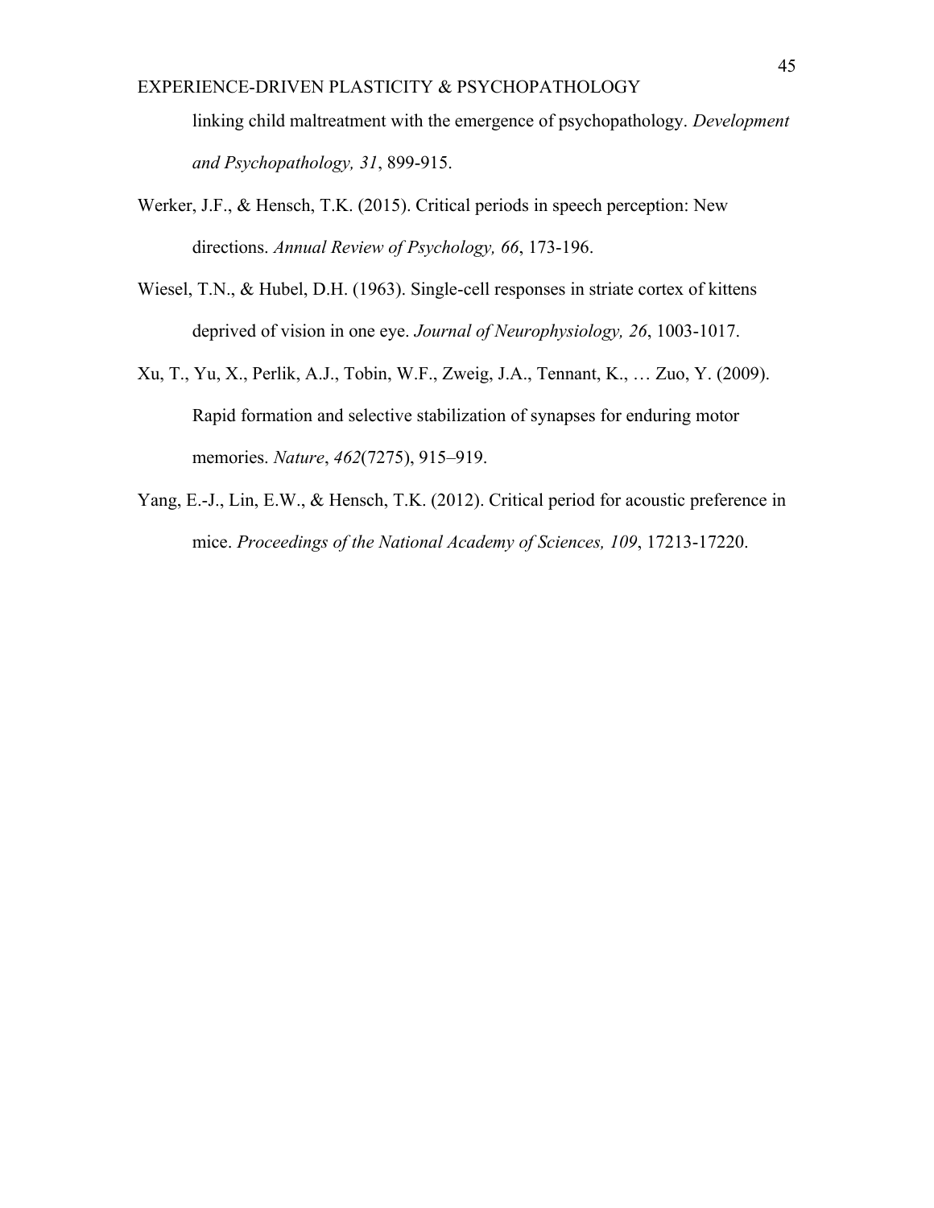linking child maltreatment with the emergence of psychopathology. *Development and Psychopathology, 31*, 899-915.

Werker, J.F., & Hensch, T.K. (2015). Critical periods in speech perception: New directions. *Annual Review of Psychology, 66*, 173-196.

Wiesel, T.N., & Hubel, D.H. (1963). Single-cell responses in striate cortex of kittens deprived of vision in one eye. *Journal of Neurophysiology, 26*, 1003-1017.

Xu, T., Yu, X., Perlik, A.J., Tobin, W.F., Zweig, J.A., Tennant, K., … Zuo, Y. (2009). Rapid formation and selective stabilization of synapses for enduring motor memories. *Nature*, *462*(7275), 915–919.

Yang, E.-J., Lin, E.W., & Hensch, T.K. (2012). Critical period for acoustic preference in mice. *Proceedings of the National Academy of Sciences, 109*, 17213-17220.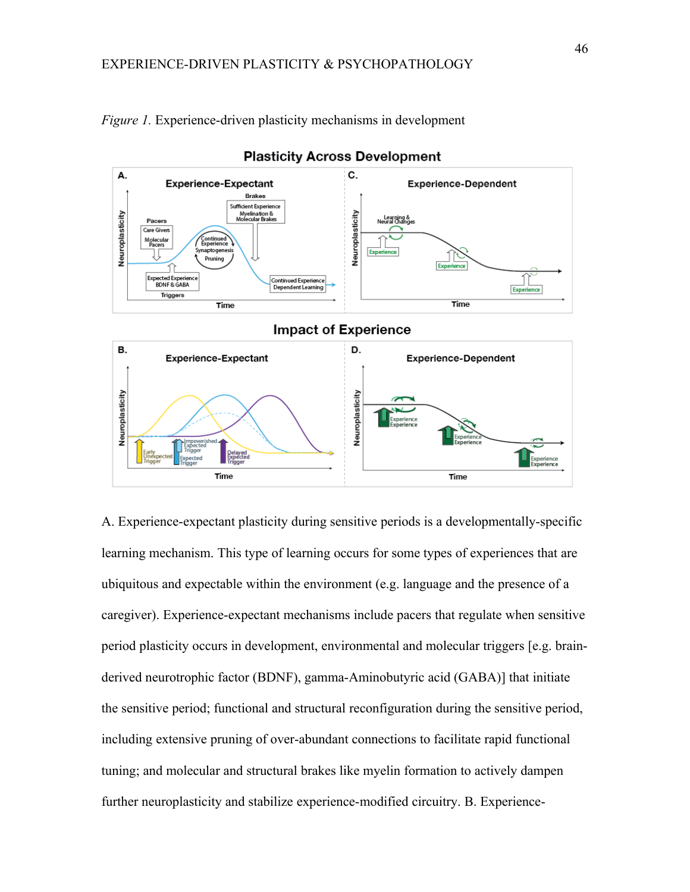*Figure 1.* Experience-driven plasticity mechanisms in development

A. Experience-expectant plasticity during sensitive periods is a developmentally-specific learning mechanism. This type of learning occurs for some types of experiences that are ubiquitous and expectable within the environment (e.g. language and the presence of a caregiver). Experience-expectant mechanisms include pacers that regulate when sensitive period plasticity occurs in development, environmental and molecular triggers [e.g. brain-derived neurotrophic factor (BDNF), gamma-Aminobutyric acid (GABA)] that initiate the sensitive period; functional and structural reconfiguration during the sensitive period, including extensive pruning of over-abundant connections to facilitate rapid functional tuning; and molecular and structural brakes like myelin formation to actively dampen further neuroplasticity and stabilize experience-modified circuitry. B. Experience-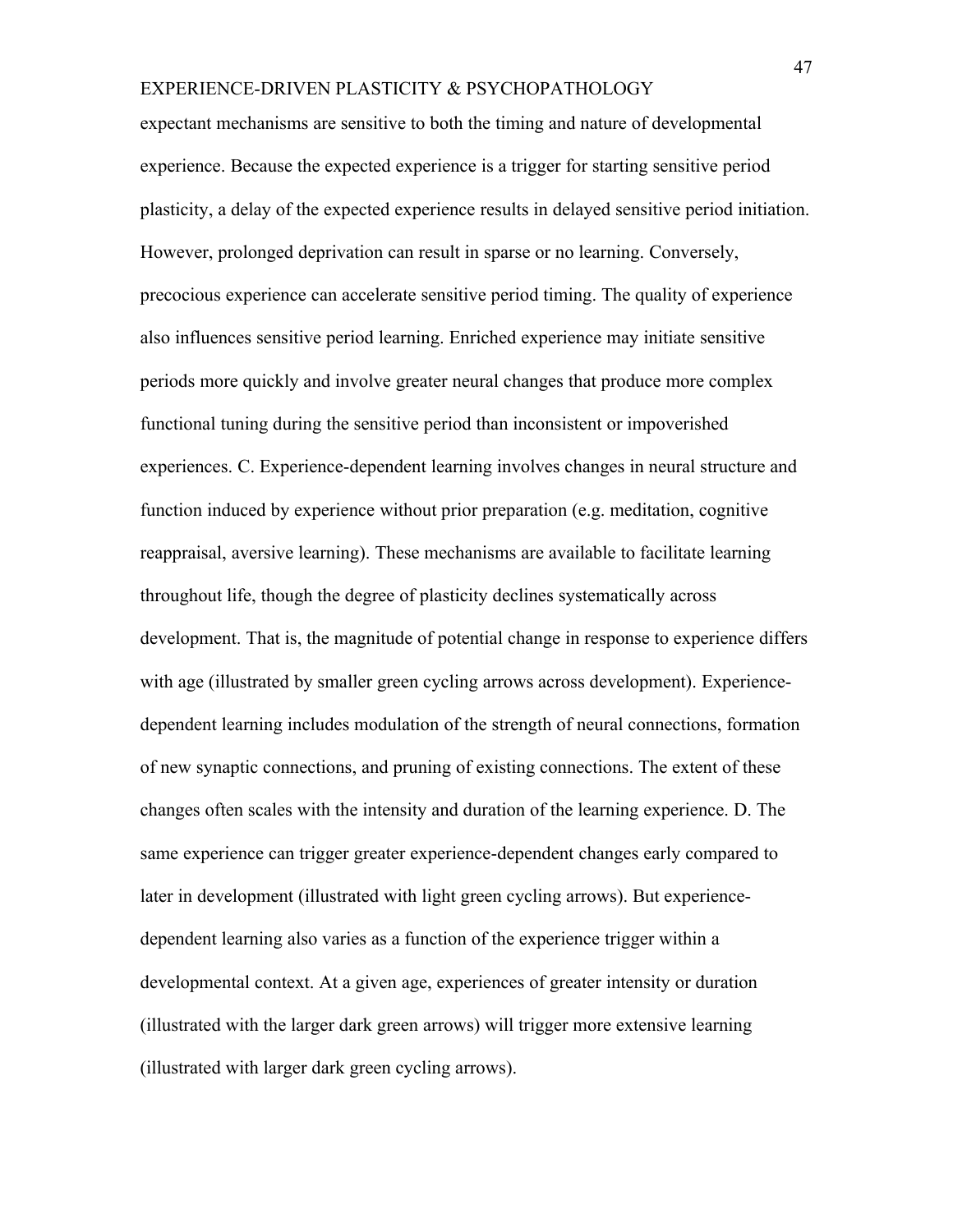expectant mechanisms are sensitive to both the timing and nature of developmental experience. Because the expected experience is a trigger for starting sensitive period plasticity, a delay of the expected experience results in delayed sensitive period initiation. However, prolonged deprivation can result in sparse or no learning. Conversely, precocious experience can accelerate sensitive period timing. The quality of experience also influences sensitive period learning. Enriched experience may initiate sensitive periods more quickly and involve greater neural changes that produce more complex functional tuning during the sensitive period than inconsistent or impoverished experiences. C. Experience-dependent learning involves changes in neural structure and function induced by experience without prior preparation (e.g. meditation, cognitive reappraisal, aversive learning). These mechanisms are available to facilitate learning throughout life, though the degree of plasticity declines systematically across development. That is, the magnitude of potential change in response to experience differs with age (illustrated by smaller green cycling arrows across development). Experience-dependent learning includes modulation of the strength of neural connections, formation of new synaptic connections, and pruning of existing connections. The extent of these changes often scales with the intensity and duration of the learning experience. D. The same experience can trigger greater experience-dependent changes early compared to later in development (illustrated with light green cycling arrows). But experience-dependent learning also varies as a function of the experience trigger within a developmental context. At a given age, experiences of greater intensity or duration (illustrated with the larger dark green arrows) will trigger more extensive learning (illustrated with larger dark green cycling arrows).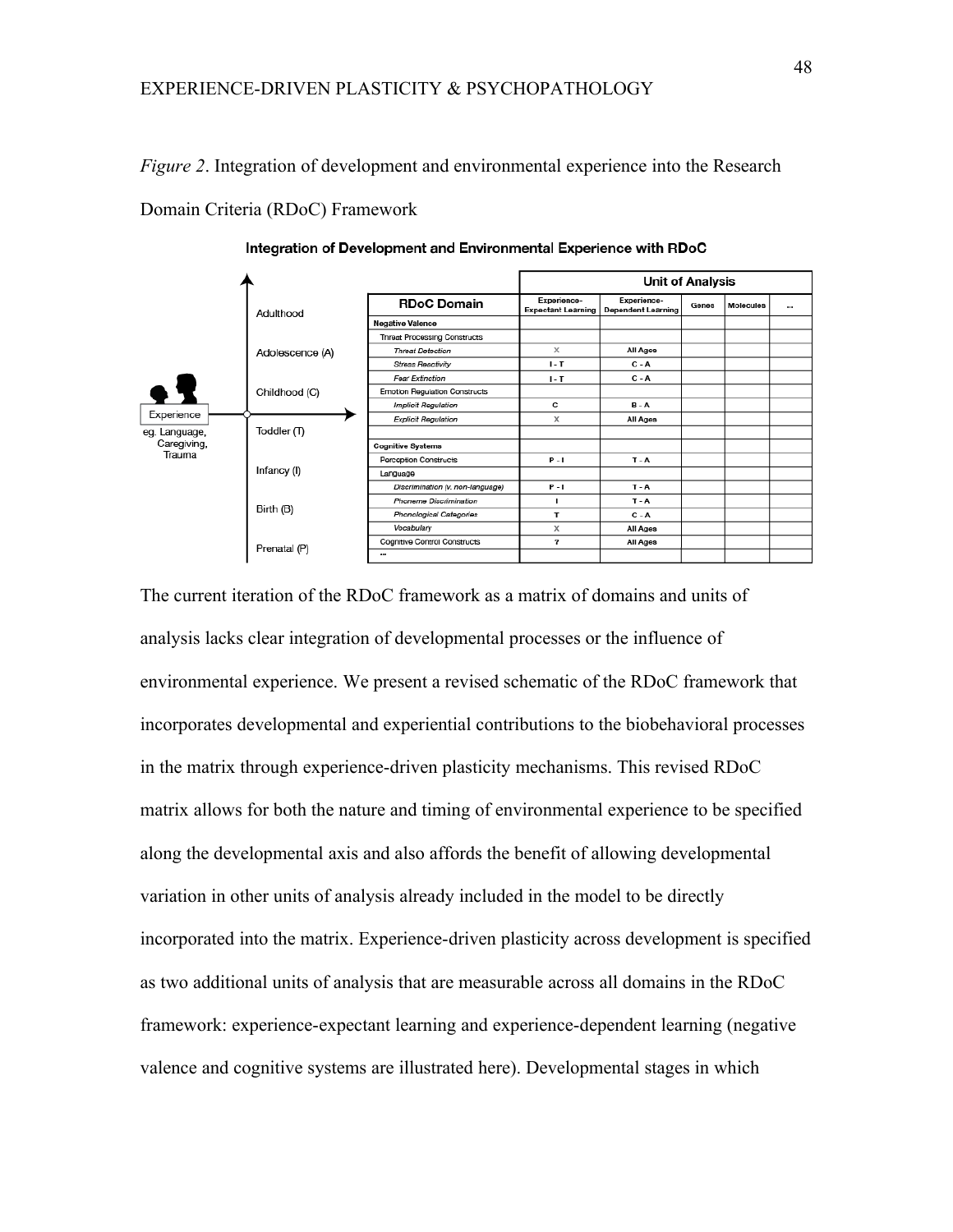*Figure 2*. Integration of development and environmental experience into the Research Domain Criteria (RDoC) Framework

**Integration of Development and Environmental Experience with RDoC**

Adulthood

Adolescence (A)

Childhood (C)

Experience
eg. Language, Caregiving, Trauma

Toddler (T)

Infancy (I)

Birth (B)

Prenatal (P)

| RDoC Domain | Unit of Analysis | | | | |
|---|---|---|---|---|---|
| | Experience-Expectant Learning | Experience-Dependent Learning | Genes | Molecules | ... |
| **Negative Valence** | | | | | |
| Threat Processing Constructs | | | | | |
| *Threat Detection* | X | All Ages | | | |
| *Stress Reactivity* | I - T | C - A | | | |
| *Fear Extinction* | I - T | C - A | | | |
| Emotion Regulation Constructs | | | | | |
| *Implicit Regulation* | C | B - A | | | |
| *Explicit Regulation* | X | All Ages | | | |
| | | | | | |
| **Cognitive Systems** | | | | | |
| Perception Constructs | P - I | T - A | | | |
| Language | | | | | |
| *Discrimination (v. non-language)* | P - I | T - A | | | |
| *Phoneme Discrimination* | I | T - A | | | |
| *Phonological Categories* | T | C - A | | | |
| *Vocabulary* | X | All Ages | | | |
| Cognitive Control Constructs | ? | All Ages | | | |
| ... | | | | | |

The current iteration of the RDoC framework as a matrix of domains and units of analysis lacks clear integration of developmental processes or the influence of environmental experience. We present a revised schematic of the RDoC framework that incorporates developmental and experiential contributions to the biobehavioral processes in the matrix through experience-driven plasticity mechanisms. This revised RDoC matrix allows for both the nature and timing of environmental experience to be specified along the developmental axis and also affords the benefit of allowing developmental variation in other units of analysis already included in the model to be directly incorporated into the matrix. Experience-driven plasticity across development is specified as two additional units of analysis that are measurable across all domains in the RDoC framework: experience-expectant learning and experience-dependent learning (negative valence and cognitive systems are illustrated here). Developmental stages in which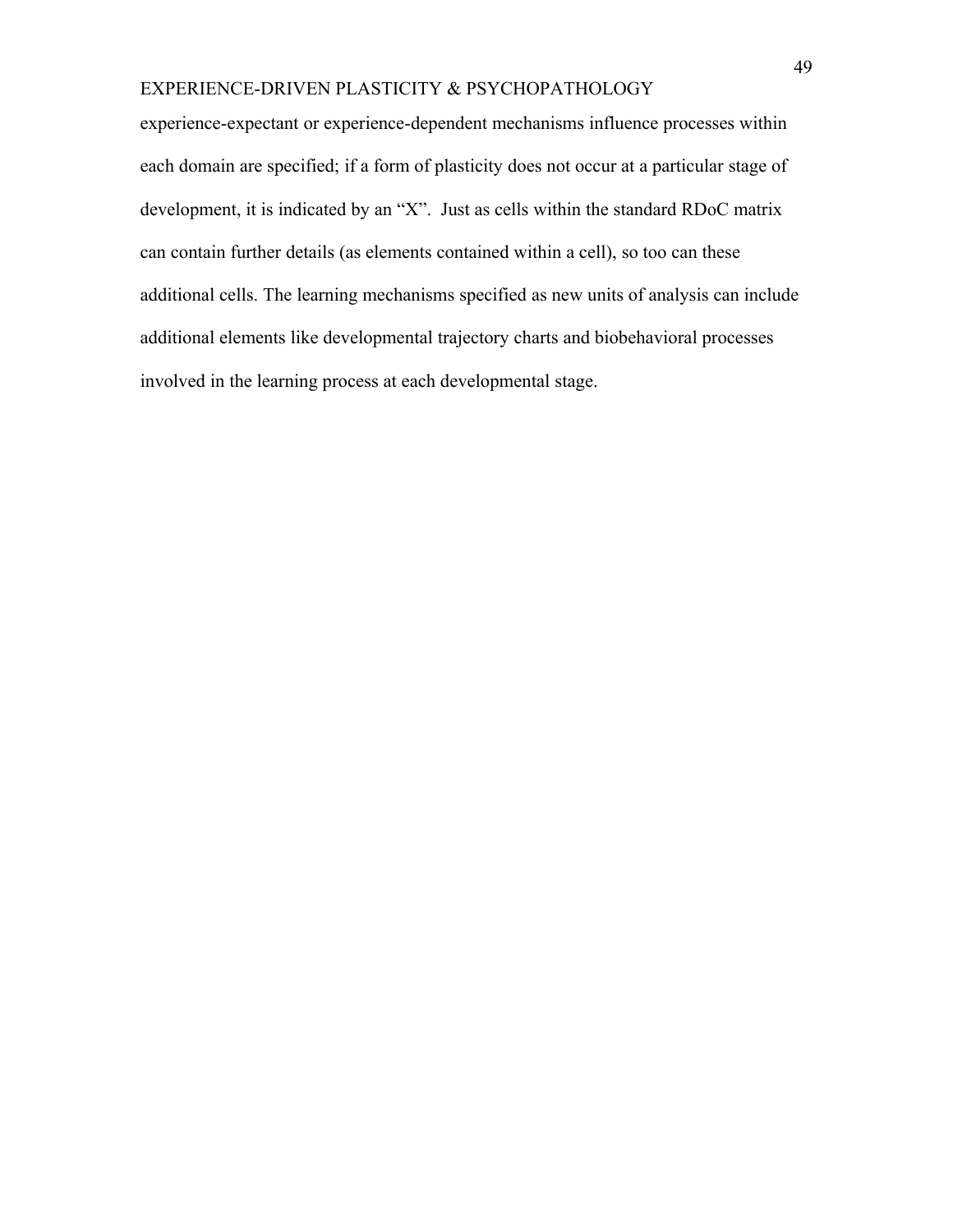experience-expectant or experience-dependent mechanisms influence processes within each domain are specified; if a form of plasticity does not occur at a particular stage of development, it is indicated by an "X". Just as cells within the standard RDoC matrix can contain further details (as elements contained within a cell), so too can these additional cells. The learning mechanisms specified as new units of analysis can include additional elements like developmental trajectory charts and biobehavioral processes involved in the learning process at each developmental stage.